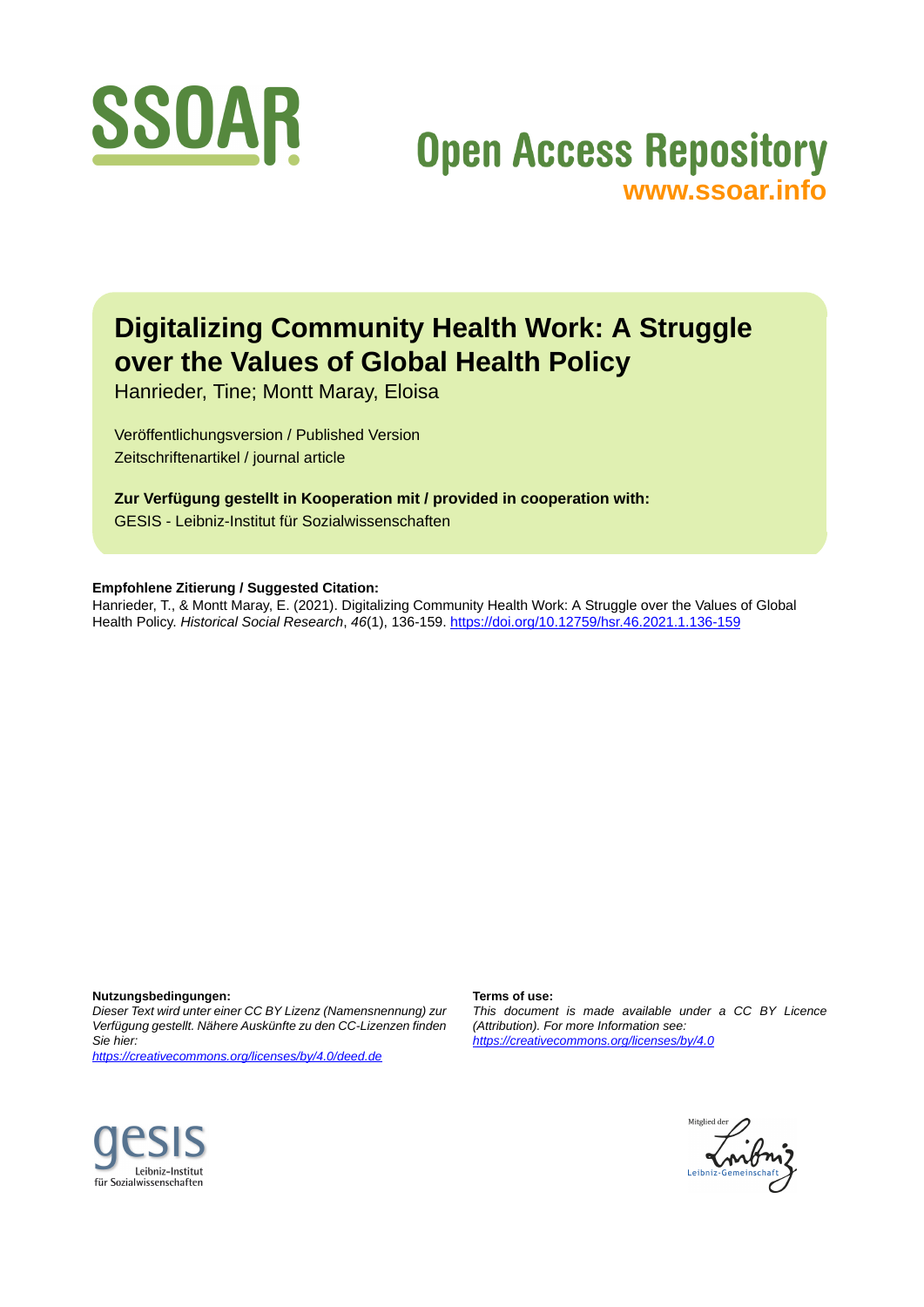SSOAR

Open Access Repository
www.ssoar.info

# Digitalizing Community Health Work: A Struggle over the Values of Global Health Policy

Hanrieder, Tine; Montt Maray, Eloisa

Veröffentlichungsversion / Published Version
Zeitschriftenartikel / journal article

**Zur Verfügung gestellt in Kooperation mit / provided in cooperation with:**
GESIS - Leibniz-Institut für Sozialwissenschaften

**Empfohlene Zitierung / Suggested Citation:**
Hanrieder, T., & Montt Maray, E. (2021). Digitalizing Community Health Work: A Struggle over the Values of Global Health Policy. *Historical Social Research*, *46*(1), 136-159. https://doi.org/10.12759/hsr.46.2021.1.136-159

**Nutzungsbedingungen:**
*Dieser Text wird unter einer CC BY Lizenz (Namensnennung) zur Verfügung gestellt. Nähere Auskünfte zu den CC-Lizenzen finden Sie hier:*
*https://creativecommons.org/licenses/by/4.0/deed.de*

**Terms of use:**
*This document is made available under a CC BY Licence (Attribution). For more Information see:*
*https://creativecommons.org/licenses/by/4.0*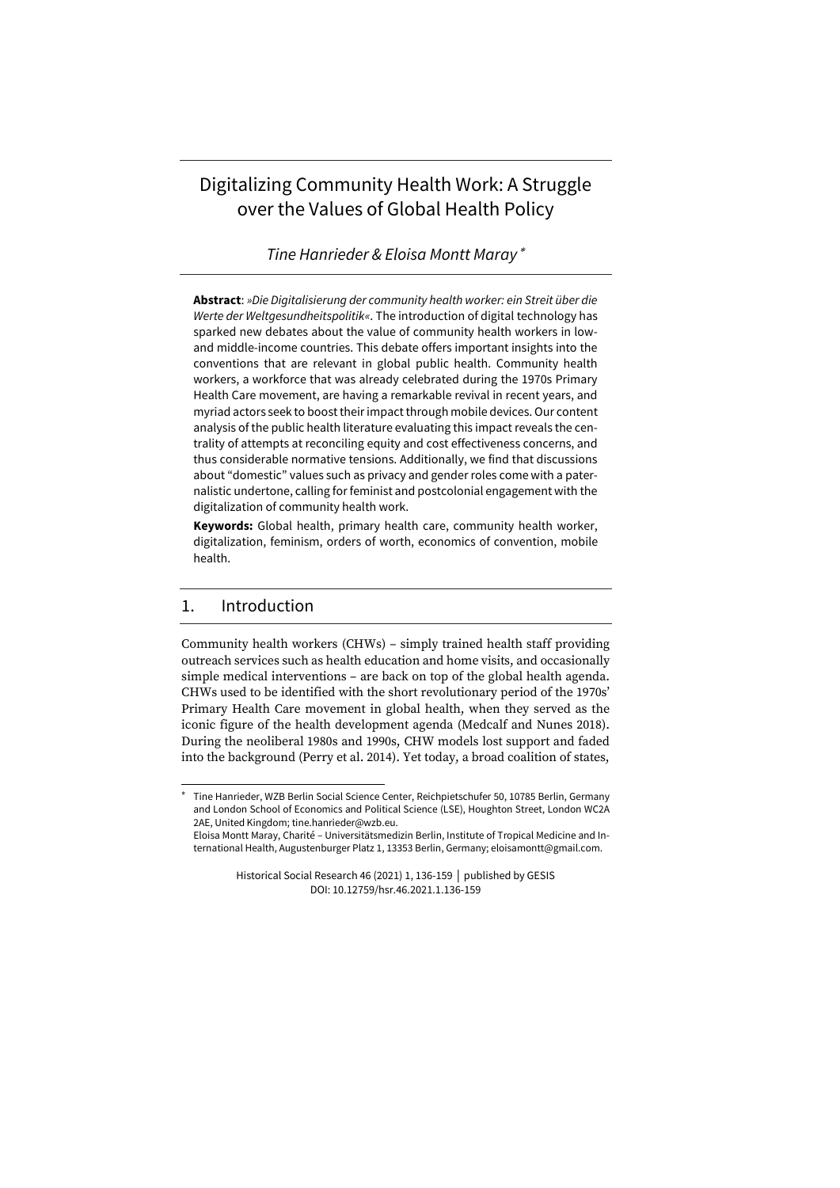# Digitalizing Community Health Work: A Struggle over the Values of Global Health Policy

*Tine Hanrieder & Eloisa Montt Maray* *

**Abstract**: *»Die Digitalisierung der community health worker: ein Streit über die Werte der Weltgesundheitspolitik«*. The introduction of digital technology has sparked new debates about the value of community health workers in low- and middle-income countries. This debate offers important insights into the conventions that are relevant in global public health. Community health workers, a workforce that was already celebrated during the 1970s Primary Health Care movement, are having a remarkable revival in recent years, and myriad actors seek to boost their impact through mobile devices. Our content analysis of the public health literature evaluating this impact reveals the centrality of attempts at reconciling equity and cost effectiveness concerns, and thus considerable normative tensions. Additionally, we find that discussions about "domestic" values such as privacy and gender roles come with a paternalistic undertone, calling for feminist and postcolonial engagement with the digitalization of community health work.

**Keywords:** Global health, primary health care, community health worker, digitalization, feminism, orders of worth, economics of convention, mobile health.

## 1. Introduction

Community health workers (CHWs) – simply trained health staff providing outreach services such as health education and home visits, and occasionally simple medical interventions – are back on top of the global health agenda. CHWs used to be identified with the short revolutionary period of the 1970s' Primary Health Care movement in global health, when they served as the iconic figure of the health development agenda (Medcalf and Nunes 2018). During the neoliberal 1980s and 1990s, CHW models lost support and faded into the background (Perry et al. 2014). Yet today, a broad coalition of states,

---

\* Tine Hanrieder, WZB Berlin Social Science Center, Reichpietschufer 50, 10785 Berlin, Germany and London School of Economics and Political Science (LSE), Houghton Street, London WC2A 2AE, United Kingdom; tine.hanrieder@wzb.eu.
Eloisa Montt Maray, Charité – Universitätsmedizin Berlin, Institute of Tropical Medicine and International Health, Augustenburger Platz 1, 13353 Berlin, Germany; eloisamontt@gmail.com.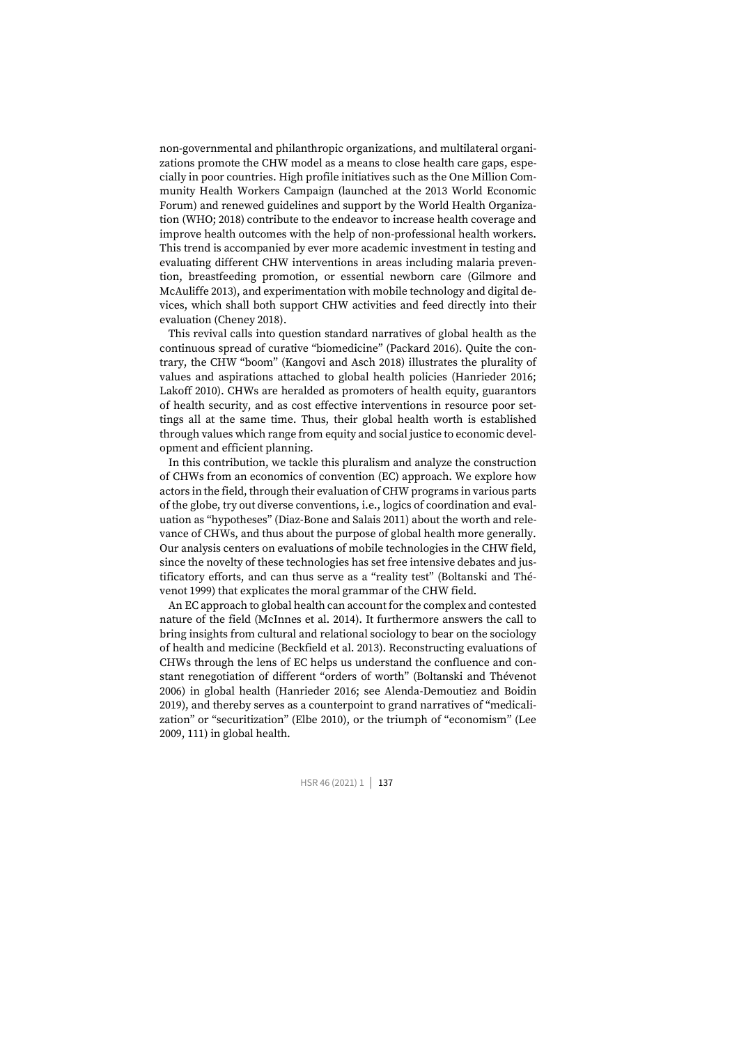non-governmental and philanthropic organizations, and multilateral organizations promote the CHW model as a means to close health care gaps, especially in poor countries. High profile initiatives such as the One Million Community Health Workers Campaign (launched at the 2013 World Economic Forum) and renewed guidelines and support by the World Health Organization (WHO; 2018) contribute to the endeavor to increase health coverage and improve health outcomes with the help of non-professional health workers. This trend is accompanied by ever more academic investment in testing and evaluating different CHW interventions in areas including malaria prevention, breastfeeding promotion, or essential newborn care (Gilmore and McAuliffe 2013), and experimentation with mobile technology and digital devices, which shall both support CHW activities and feed directly into their evaluation (Cheney 2018).

This revival calls into question standard narratives of global health as the continuous spread of curative "biomedicine" (Packard 2016). Quite the contrary, the CHW "boom" (Kangovi and Asch 2018) illustrates the plurality of values and aspirations attached to global health policies (Hanrieder 2016; Lakoff 2010). CHWs are heralded as promoters of health equity, guarantors of health security, and as cost effective interventions in resource poor settings all at the same time. Thus, their global health worth is established through values which range from equity and social justice to economic development and efficient planning.

In this contribution, we tackle this pluralism and analyze the construction of CHWs from an economics of convention (EC) approach. We explore how actors in the field, through their evaluation of CHW programs in various parts of the globe, try out diverse conventions, i.e., logics of coordination and evaluation as "hypotheses" (Diaz-Bone and Salais 2011) about the worth and relevance of CHWs, and thus about the purpose of global health more generally. Our analysis centers on evaluations of mobile technologies in the CHW field, since the novelty of these technologies has set free intensive debates and justificatory efforts, and can thus serve as a "reality test" (Boltanski and Thévenot 1999) that explicates the moral grammar of the CHW field.

An EC approach to global health can account for the complex and contested nature of the field (McInnes et al. 2014). It furthermore answers the call to bring insights from cultural and relational sociology to bear on the sociology of health and medicine (Beckfield et al. 2013). Reconstructing evaluations of CHWs through the lens of EC helps us understand the confluence and constant renegotiation of different "orders of worth" (Boltanski and Thévenot 2006) in global health (Hanrieder 2016; see Alenda-Demoutiez and Boidin 2019), and thereby serves as a counterpoint to grand narratives of "medicalization" or "securitization" (Elbe 2010), or the triumph of "economism" (Lee 2009, 111) in global health.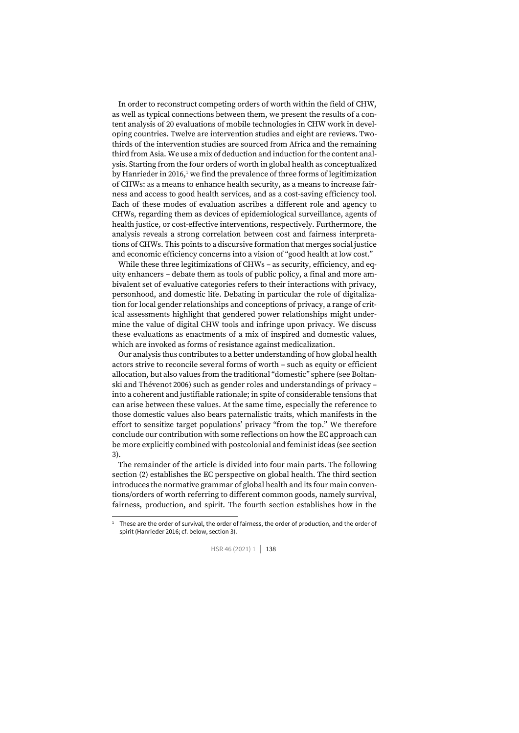In order to reconstruct competing orders of worth within the field of CHW, as well as typical connections between them, we present the results of a content analysis of 20 evaluations of mobile technologies in CHW work in developing countries. Twelve are intervention studies and eight are reviews. Two-thirds of the intervention studies are sourced from Africa and the remaining third from Asia. We use a mix of deduction and induction for the content analysis. Starting from the four orders of worth in global health as conceptualized by Hanrieder in 2016,[1] we find the prevalence of three forms of legitimization of CHWs: as a means to enhance health security, as a means to increase fairness and access to good health services, and as a cost-saving efficiency tool. Each of these modes of evaluation ascribes a different role and agency to CHWs, regarding them as devices of epidemiological surveillance, agents of health justice, or cost-effective interventions, respectively. Furthermore, the analysis reveals a strong correlation between cost and fairness interpretations of CHWs. This points to a discursive formation that merges social justice and economic efficiency concerns into a vision of "good health at low cost."

While these three legitimizations of CHWs – as security, efficiency, and equity enhancers – debate them as tools of public policy, a final and more ambivalent set of evaluative categories refers to their interactions with privacy, personhood, and domestic life. Debating in particular the role of digitalization for local gender relationships and conceptions of privacy, a range of critical assessments highlight that gendered power relationships might undermine the value of digital CHW tools and infringe upon privacy. We discuss these evaluations as enactments of a mix of inspired and domestic values, which are invoked as forms of resistance against medicalization.

Our analysis thus contributes to a better understanding of how global health actors strive to reconcile several forms of worth – such as equity or efficient allocation, but also values from the traditional "domestic" sphere (see Boltanski and Thévenot 2006) such as gender roles and understandings of privacy – into a coherent and justifiable rationale; in spite of considerable tensions that can arise between these values. At the same time, especially the reference to those domestic values also bears paternalistic traits, which manifests in the effort to sensitize target populations' privacy "from the top." We therefore conclude our contribution with some reflections on how the EC approach can be more explicitly combined with postcolonial and feminist ideas (see section 3).

The remainder of the article is divided into four main parts. The following section (2) establishes the EC perspective on global health. The third section introduces the normative grammar of global health and its four main conventions/orders of worth referring to different common goods, namely survival, fairness, production, and spirit. The fourth section establishes how in the

---

[1] These are the order of survival, the order of fairness, the order of production, and the order of spirit (Hanrieder 2016; cf. below, section 3).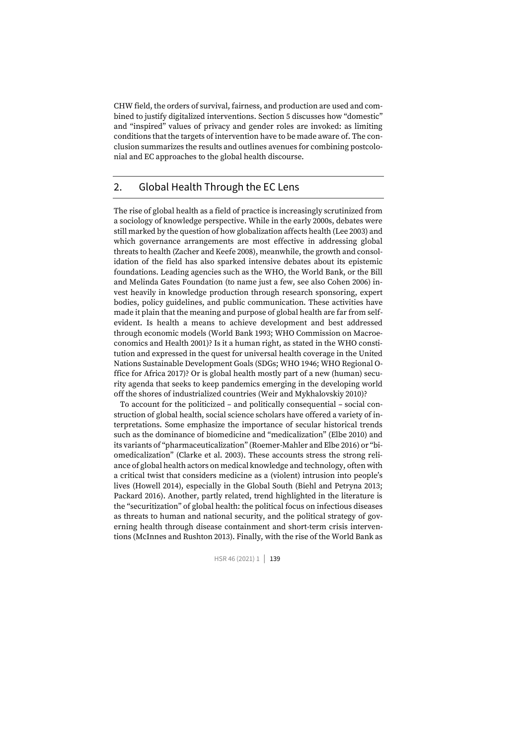CHW field, the orders of survival, fairness, and production are used and combined to justify digitalized interventions. Section 5 discusses how "domestic" and "inspired" values of privacy and gender roles are invoked: as limiting conditions that the targets of intervention have to be made aware of. The conclusion summarizes the results and outlines avenues for combining postcolonial and EC approaches to the global health discourse.

## 2. Global Health Through the EC Lens

The rise of global health as a field of practice is increasingly scrutinized from a sociology of knowledge perspective. While in the early 2000s, debates were still marked by the question of how globalization affects health (Lee 2003) and which governance arrangements are most effective in addressing global threats to health (Zacher and Keefe 2008), meanwhile, the growth and consolidation of the field has also sparked intensive debates about its epistemic foundations. Leading agencies such as the WHO, the World Bank, or the Bill and Melinda Gates Foundation (to name just a few, see also Cohen 2006) invest heavily in knowledge production through research sponsoring, expert bodies, policy guidelines, and public communication. These activities have made it plain that the meaning and purpose of global health are far from self-evident. Is health a means to achieve development and best addressed through economic models (World Bank 1993; WHO Commission on Macroeconomics and Health 2001)? Is it a human right, as stated in the WHO constitution and expressed in the quest for universal health coverage in the United Nations Sustainable Development Goals (SDGs; WHO 1946; WHO Regional Office for Africa 2017)? Or is global health mostly part of a new (human) security agenda that seeks to keep pandemics emerging in the developing world off the shores of industrialized countries (Weir and Mykhalovskiy 2010)?

To account for the politicized – and politically consequential – social construction of global health, social science scholars have offered a variety of interpretations. Some emphasize the importance of secular historical trends such as the dominance of biomedicine and "medicalization" (Elbe 2010) and its variants of "pharmaceuticalization" (Roemer-Mahler and Elbe 2016) or "biomedicalization" (Clarke et al. 2003). These accounts stress the strong reliance of global health actors on medical knowledge and technology, often with a critical twist that considers medicine as a (violent) intrusion into people's lives (Howell 2014), especially in the Global South (Biehl and Petryna 2013; Packard 2016). Another, partly related, trend highlighted in the literature is the "securitization" of global health: the political focus on infectious diseases as threats to human and national security, and the political strategy of governing health through disease containment and short-term crisis interventions (McInnes and Rushton 2013). Finally, with the rise of the World Bank as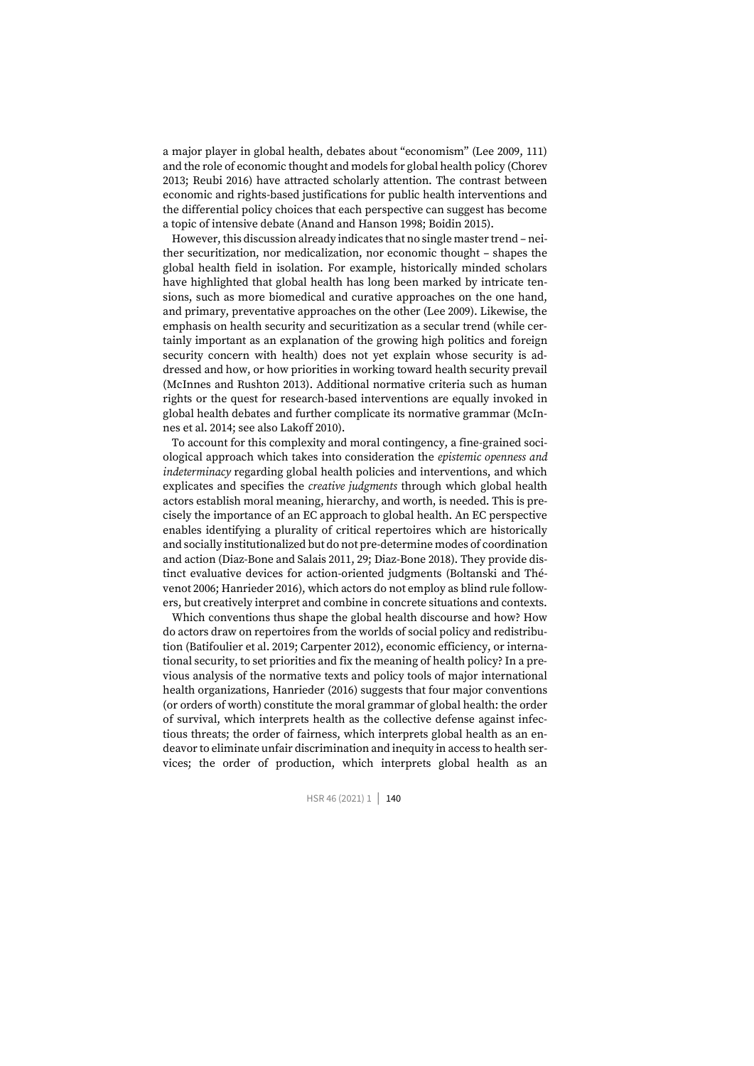a major player in global health, debates about "economism" (Lee 2009, 111) and the role of economic thought and models for global health policy (Chorev 2013; Reubi 2016) have attracted scholarly attention. The contrast between economic and rights-based justifications for public health interventions and the differential policy choices that each perspective can suggest has become a topic of intensive debate (Anand and Hanson 1998; Boidin 2015).

However, this discussion already indicates that no single master trend – neither securitization, nor medicalization, nor economic thought – shapes the global health field in isolation. For example, historically minded scholars have highlighted that global health has long been marked by intricate tensions, such as more biomedical and curative approaches on the one hand, and primary, preventative approaches on the other (Lee 2009). Likewise, the emphasis on health security and securitization as a secular trend (while certainly important as an explanation of the growing high politics and foreign security concern with health) does not yet explain whose security is addressed and how, or how priorities in working toward health security prevail (McInnes and Rushton 2013). Additional normative criteria such as human rights or the quest for research-based interventions are equally invoked in global health debates and further complicate its normative grammar (McInnes et al. 2014; see also Lakoff 2010).

To account for this complexity and moral contingency, a fine-grained sociological approach which takes into consideration the *epistemic openness and indeterminacy* regarding global health policies and interventions, and which explicates and specifies the *creative judgments* through which global health actors establish moral meaning, hierarchy, and worth, is needed. This is precisely the importance of an EC approach to global health. An EC perspective enables identifying a plurality of critical repertoires which are historically and socially institutionalized but do not pre-determine modes of coordination and action (Diaz-Bone and Salais 2011, 29; Diaz-Bone 2018). They provide distinct evaluative devices for action-oriented judgments (Boltanski and Thévenot 2006; Hanrieder 2016), which actors do not employ as blind rule followers, but creatively interpret and combine in concrete situations and contexts.

Which conventions thus shape the global health discourse and how? How do actors draw on repertoires from the worlds of social policy and redistribution (Batifoulier et al. 2019; Carpenter 2012), economic efficiency, or international security, to set priorities and fix the meaning of health policy? In a previous analysis of the normative texts and policy tools of major international health organizations, Hanrieder (2016) suggests that four major conventions (or orders of worth) constitute the moral grammar of global health: the order of survival, which interprets health as the collective defense against infectious threats; the order of fairness, which interprets global health as an endeavor to eliminate unfair discrimination and inequity in access to health services; the order of production, which interprets global health as an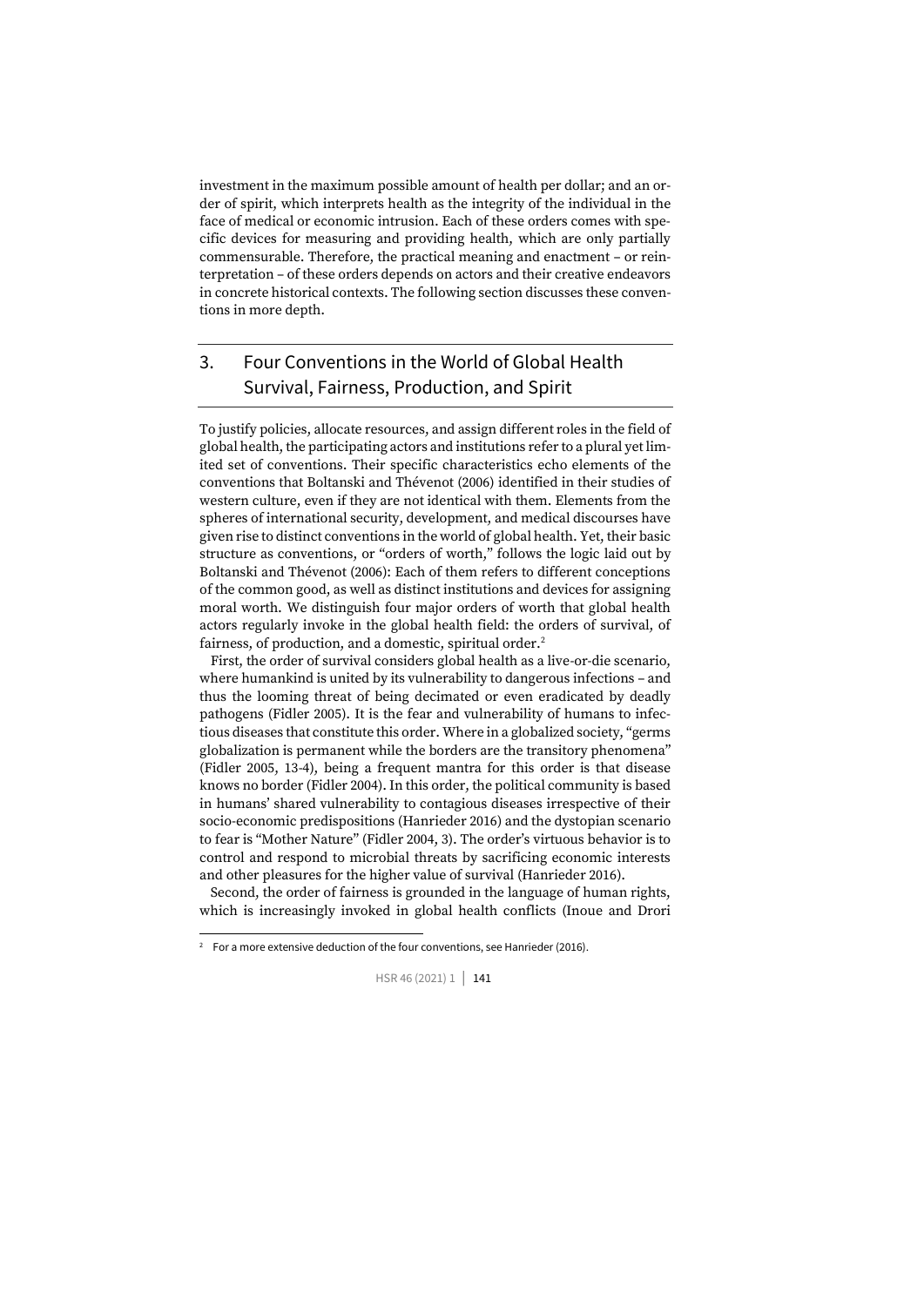investment in the maximum possible amount of health per dollar; and an order of spirit, which interprets health as the integrity of the individual in the face of medical or economic intrusion. Each of these orders comes with specific devices for measuring and providing health, which are only partially commensurable. Therefore, the practical meaning and enactment – or reinterpretation – of these orders depends on actors and their creative endeavors in concrete historical contexts. The following section discusses these conventions in more depth.

## 3. Four Conventions in the World of Global Health Survival, Fairness, Production, and Spirit

To justify policies, allocate resources, and assign different roles in the field of global health, the participating actors and institutions refer to a plural yet limited set of conventions. Their specific characteristics echo elements of the conventions that Boltanski and Thévenot (2006) identified in their studies of western culture, even if they are not identical with them. Elements from the spheres of international security, development, and medical discourses have given rise to distinct conventions in the world of global health. Yet, their basic structure as conventions, or "orders of worth," follows the logic laid out by Boltanski and Thévenot (2006): Each of them refers to different conceptions of the common good, as well as distinct institutions and devices for assigning moral worth. We distinguish four major orders of worth that global health actors regularly invoke in the global health field: the orders of survival, of fairness, of production, and a domestic, spiritual order.[2]

First, the order of survival considers global health as a live-or-die scenario, where humankind is united by its vulnerability to dangerous infections – and thus the looming threat of being decimated or even eradicated by deadly pathogens (Fidler 2005). It is the fear and vulnerability of humans to infectious diseases that constitute this order. Where in a globalized society, "germs globalization is permanent while the borders are the transitory phenomena" (Fidler 2005, 13-4), being a frequent mantra for this order is that disease knows no border (Fidler 2004). In this order, the political community is based in humans' shared vulnerability to contagious diseases irrespective of their socio-economic predispositions (Hanrieder 2016) and the dystopian scenario to fear is "Mother Nature" (Fidler 2004, 3). The order's virtuous behavior is to control and respond to microbial threats by sacrificing economic interests and other pleasures for the higher value of survival (Hanrieder 2016).

Second, the order of fairness is grounded in the language of human rights, which is increasingly invoked in global health conflicts (Inoue and Drori

[2] For a more extensive deduction of the four conventions, see Hanrieder (2016).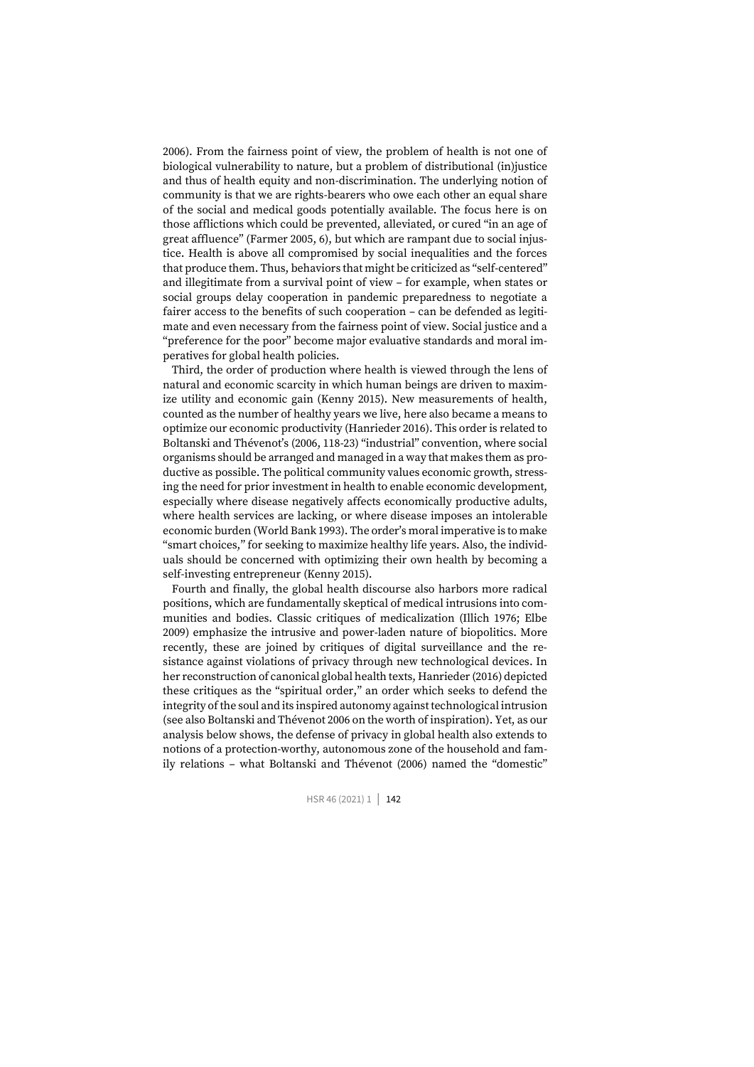2006). From the fairness point of view, the problem of health is not one of biological vulnerability to nature, but a problem of distributional (in)justice and thus of health equity and non-discrimination. The underlying notion of community is that we are rights-bearers who owe each other an equal share of the social and medical goods potentially available. The focus here is on those afflictions which could be prevented, alleviated, or cured "in an age of great affluence" (Farmer 2005, 6), but which are rampant due to social injustice. Health is above all compromised by social inequalities and the forces that produce them. Thus, behaviors that might be criticized as "self-centered" and illegitimate from a survival point of view – for example, when states or social groups delay cooperation in pandemic preparedness to negotiate a fairer access to the benefits of such cooperation – can be defended as legitimate and even necessary from the fairness point of view. Social justice and a "preference for the poor" become major evaluative standards and moral imperatives for global health policies.

Third, the order of production where health is viewed through the lens of natural and economic scarcity in which human beings are driven to maximize utility and economic gain (Kenny 2015). New measurements of health, counted as the number of healthy years we live, here also became a means to optimize our economic productivity (Hanrieder 2016). This order is related to Boltanski and Thévenot's (2006, 118-23) "industrial" convention, where social organisms should be arranged and managed in a way that makes them as productive as possible. The political community values economic growth, stressing the need for prior investment in health to enable economic development, especially where disease negatively affects economically productive adults, where health services are lacking, or where disease imposes an intolerable economic burden (World Bank 1993). The order's moral imperative is to make "smart choices," for seeking to maximize healthy life years. Also, the individuals should be concerned with optimizing their own health by becoming a self-investing entrepreneur (Kenny 2015).

Fourth and finally, the global health discourse also harbors more radical positions, which are fundamentally skeptical of medical intrusions into communities and bodies. Classic critiques of medicalization (Illich 1976; Elbe 2009) emphasize the intrusive and power-laden nature of biopolitics. More recently, these are joined by critiques of digital surveillance and the resistance against violations of privacy through new technological devices. In her reconstruction of canonical global health texts, Hanrieder (2016) depicted these critiques as the "spiritual order," an order which seeks to defend the integrity of the soul and its inspired autonomy against technological intrusion (see also Boltanski and Thévenot 2006 on the worth of inspiration). Yet, as our analysis below shows, the defense of privacy in global health also extends to notions of a protection-worthy, autonomous zone of the household and family relations – what Boltanski and Thévenot (2006) named the "domestic"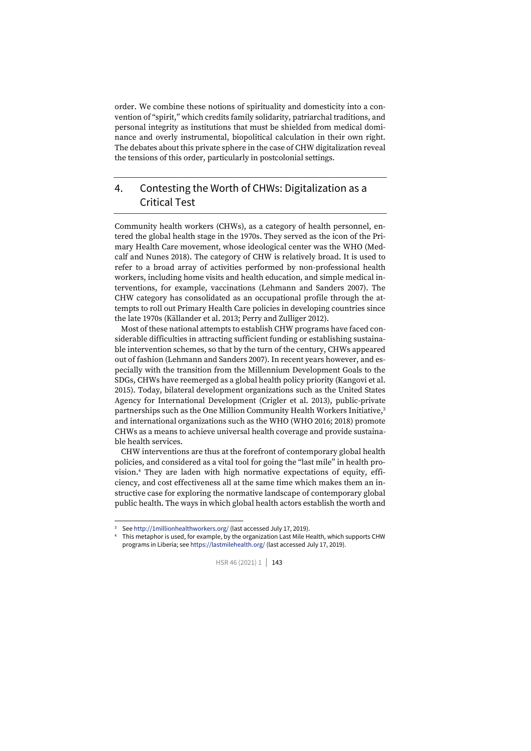order. We combine these notions of spirituality and domesticity into a convention of "spirit," which credits family solidarity, patriarchal traditions, and personal integrity as institutions that must be shielded from medical dominance and overly instrumental, biopolitical calculation in their own right. The debates about this private sphere in the case of CHW digitalization reveal the tensions of this order, particularly in postcolonial settings.

## 4. Contesting the Worth of CHWs: Digitalization as a Critical Test

Community health workers (CHWs), as a category of health personnel, entered the global health stage in the 1970s. They served as the icon of the Primary Health Care movement, whose ideological center was the WHO (Medcalf and Nunes 2018). The category of CHW is relatively broad. It is used to refer to a broad array of activities performed by non-professional health workers, including home visits and health education, and simple medical interventions, for example, vaccinations (Lehmann and Sanders 2007). The CHW category has consolidated as an occupational profile through the attempts to roll out Primary Health Care policies in developing countries since the late 1970s (Källander et al. 2013; Perry and Zulliger 2012).

Most of these national attempts to establish CHW programs have faced considerable difficulties in attracting sufficient funding or establishing sustainable intervention schemes, so that by the turn of the century, CHWs appeared out of fashion (Lehmann and Sanders 2007). In recent years however, and especially with the transition from the Millennium Development Goals to the SDGs, CHWs have reemerged as a global health policy priority (Kangovi et al. 2015). Today, bilateral development organizations such as the United States Agency for International Development (Crigler et al. 2013), public-private partnerships such as the One Million Community Health Workers Initiative,[3] and international organizations such as the WHO (WHO 2016; 2018) promote CHWs as a means to achieve universal health coverage and provide sustainable health services.

CHW interventions are thus at the forefront of contemporary global health policies, and considered as a vital tool for going the "last mile" in health provision.[4] They are laden with high normative expectations of equity, efficiency, and cost effectiveness all at the same time which makes them an instructive case for exploring the normative landscape of contemporary global public health. The ways in which global health actors establish the worth and

---

[3] See http://1millionhealthworkers.org/ (last accessed July 17, 2019).

[4] This metaphor is used, for example, by the organization Last Mile Health, which supports CHW programs in Liberia; see https://lastmilehealth.org/ (last accessed July 17, 2019).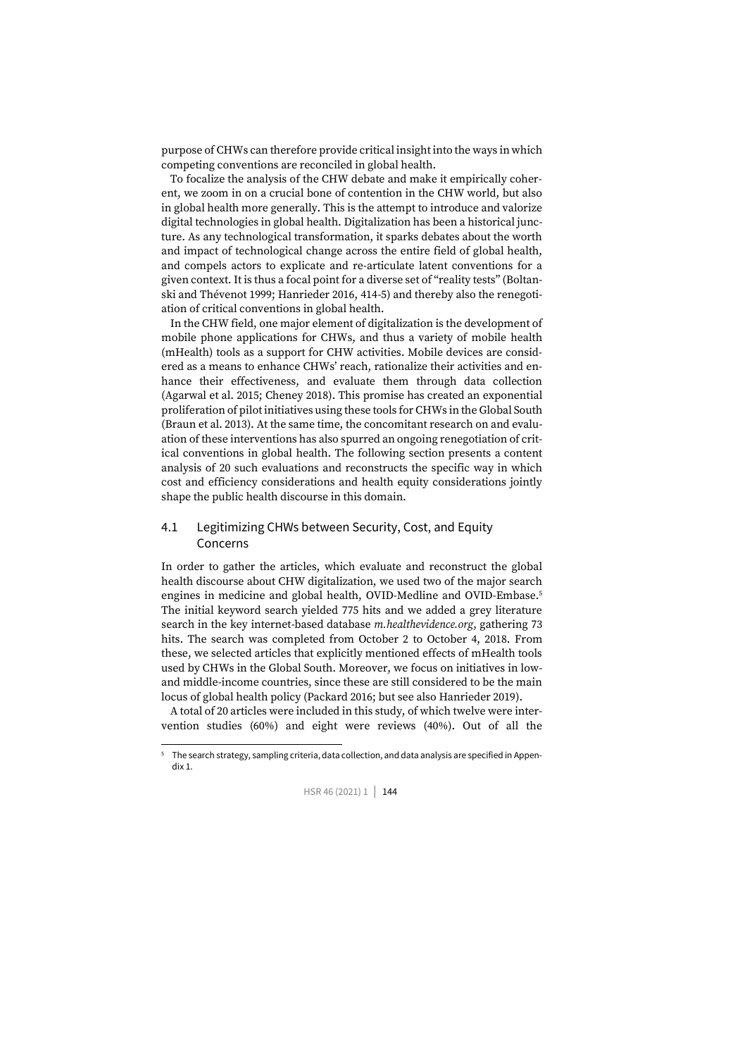purpose of CHWs can therefore provide critical insight into the ways in which competing conventions are reconciled in global health.

To focalize the analysis of the CHW debate and make it empirically coherent, we zoom in on a crucial bone of contention in the CHW world, but also in global health more generally. This is the attempt to introduce and valorize digital technologies in global health. Digitalization has been a historical juncture. As any technological transformation, it sparks debates about the worth and impact of technological change across the entire field of global health, and compels actors to explicate and re-articulate latent conventions for a given context. It is thus a focal point for a diverse set of "reality tests" (Boltanski and Thévenot 1999; Hanrieder 2016, 414-5) and thereby also the renegotiation of critical conventions in global health.

In the CHW field, one major element of digitalization is the development of mobile phone applications for CHWs, and thus a variety of mobile health (mHealth) tools as a support for CHW activities. Mobile devices are considered as a means to enhance CHWs' reach, rationalize their activities and enhance their effectiveness, and evaluate them through data collection (Agarwal et al. 2015; Cheney 2018). This promise has created an exponential proliferation of pilot initiatives using these tools for CHWs in the Global South (Braun et al. 2013). At the same time, the concomitant research on and evaluation of these interventions has also spurred an ongoing renegotiation of critical conventions in global health. The following section presents a content analysis of 20 such evaluations and reconstructs the specific way in which cost and efficiency considerations and health equity considerations jointly shape the public health discourse in this domain.

## 4.1 Legitimizing CHWs between Security, Cost, and Equity Concerns

In order to gather the articles, which evaluate and reconstruct the global health discourse about CHW digitalization, we used two of the major search engines in medicine and global health, OVID-Medline and OVID-Embase.[5] The initial keyword search yielded 775 hits and we added a grey literature search in the key internet-based database *m.healthevidence.org*, gathering 73 hits. The search was completed from October 2 to October 4, 2018. From these, we selected articles that explicitly mentioned effects of mHealth tools used by CHWs in the Global South. Moreover, we focus on initiatives in low- and middle-income countries, since these are still considered to be the main locus of global health policy (Packard 2016; but see also Hanrieder 2019).

A total of 20 articles were included in this study, of which twelve were intervention studies (60%) and eight were reviews (40%). Out of all the

[5] The search strategy, sampling criteria, data collection, and data analysis are specified in Appendix 1.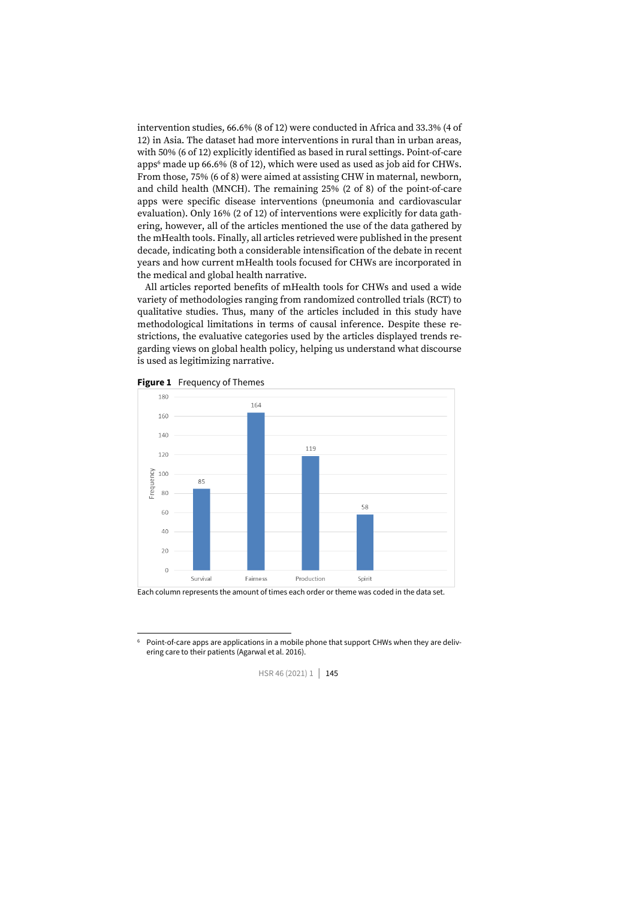intervention studies, 66.6% (8 of 12) were conducted in Africa and 33.3% (4 of 12) in Asia. The dataset had more interventions in rural than in urban areas, with 50% (6 of 12) explicitly identified as based in rural settings. Point-of-care apps[6] made up 66.6% (8 of 12), which were used as used as job aid for CHWs. From those, 75% (6 of 8) were aimed at assisting CHW in maternal, newborn, and child health (MNCH). The remaining 25% (2 of 8) of the point-of-care apps were specific disease interventions (pneumonia and cardiovascular evaluation). Only 16% (2 of 12) of interventions were explicitly for data gathering, however, all of the articles mentioned the use of the data gathered by the mHealth tools. Finally, all articles retrieved were published in the present decade, indicating both a considerable intensification of the debate in recent years and how current mHealth tools focused for CHWs are incorporated in the medical and global health narrative.

All articles reported benefits of mHealth tools for CHWs and used a wide variety of methodologies ranging from randomized controlled trials (RCT) to qualitative studies. Thus, many of the articles included in this study have methodological limitations in terms of causal inference. Despite these restrictions, the evaluative categories used by the articles displayed trends regarding views on global health policy, helping us understand what discourse is used as legitimizing narrative.

**Figure 1** Frequency of Themes

| Theme | Frequency |
|---|---|
| Survival | 85 |
| Fairness | 164 |
| Production | 119 |
| Spirit | 58 |

Each column represents the amount of times each order or theme was coded in the data set.

[6] Point-of-care apps are applications in a mobile phone that support CHWs when they are delivering care to their patients (Agarwal et al. 2016).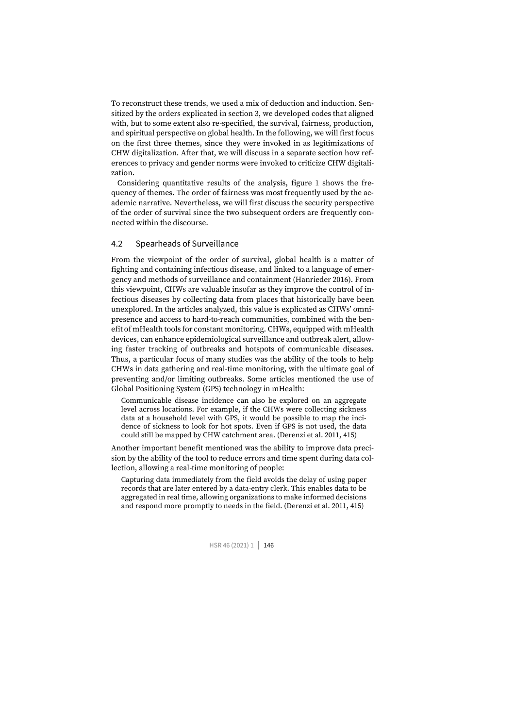To reconstruct these trends, we used a mix of deduction and induction. Sensitized by the orders explicated in section 3, we developed codes that aligned with, but to some extent also re-specified, the survival, fairness, production, and spiritual perspective on global health. In the following, we will first focus on the first three themes, since they were invoked in as legitimizations of CHW digitalization. After that, we will discuss in a separate section how references to privacy and gender norms were invoked to criticize CHW digitalization.

Considering quantitative results of the analysis, figure 1 shows the frequency of themes. The order of fairness was most frequently used by the academic narrative. Nevertheless, we will first discuss the security perspective of the order of survival since the two subsequent orders are frequently connected within the discourse.

## 4.2 Spearheads of Surveillance

From the viewpoint of the order of survival, global health is a matter of fighting and containing infectious disease, and linked to a language of emergency and methods of surveillance and containment (Hanrieder 2016). From this viewpoint, CHWs are valuable insofar as they improve the control of infectious diseases by collecting data from places that historically have been unexplored. In the articles analyzed, this value is explicated as CHWs' omnipresence and access to hard-to-reach communities, combined with the benefit of mHealth tools for constant monitoring. CHWs, equipped with mHealth devices, can enhance epidemiological surveillance and outbreak alert, allowing faster tracking of outbreaks and hotspots of communicable diseases. Thus, a particular focus of many studies was the ability of the tools to help CHWs in data gathering and real-time monitoring, with the ultimate goal of preventing and/or limiting outbreaks. Some articles mentioned the use of Global Positioning System (GPS) technology in mHealth:

> Communicable disease incidence can also be explored on an aggregate level across locations. For example, if the CHWs were collecting sickness data at a household level with GPS, it would be possible to map the incidence of sickness to look for hot spots. Even if GPS is not used, the data could still be mapped by CHW catchment area. (Derenzi et al. 2011, 415)

Another important benefit mentioned was the ability to improve data precision by the ability of the tool to reduce errors and time spent during data collection, allowing a real-time monitoring of people:

> Capturing data immediately from the field avoids the delay of using paper records that are later entered by a data-entry clerk. This enables data to be aggregated in real time, allowing organizations to make informed decisions and respond more promptly to needs in the field. (Derenzi et al. 2011, 415)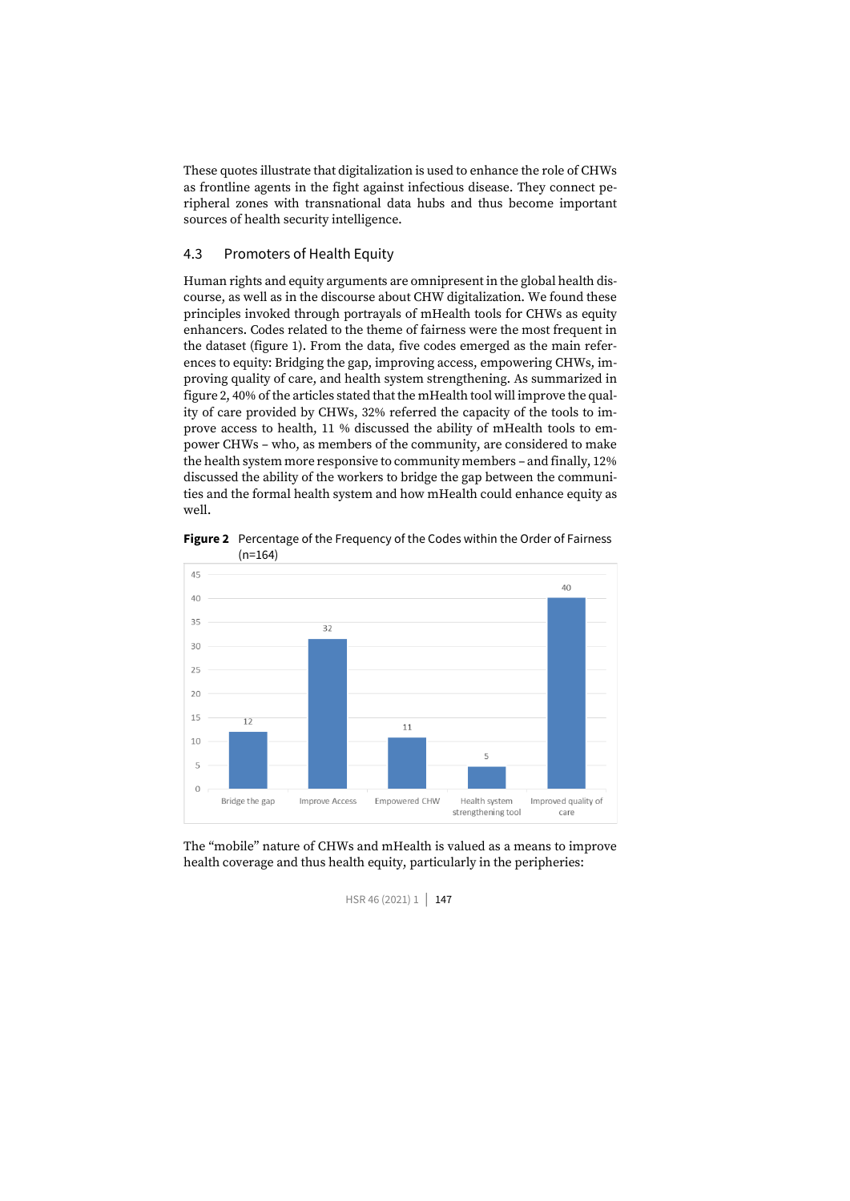These quotes illustrate that digitalization is used to enhance the role of CHWs as frontline agents in the fight against infectious disease. They connect peripheral zones with transnational data hubs and thus become important sources of health security intelligence.

## 4.3 Promoters of Health Equity

Human rights and equity arguments are omnipresent in the global health discourse, as well as in the discourse about CHW digitalization. We found these principles invoked through portrayals of mHealth tools for CHWs as equity enhancers. Codes related to the theme of fairness were the most frequent in the dataset (figure 1). From the data, five codes emerged as the main references to equity: Bridging the gap, improving access, empowering CHWs, improving quality of care, and health system strengthening. As summarized in figure 2, 40% of the articles stated that the mHealth tool will improve the quality of care provided by CHWs, 32% referred the capacity of the tools to improve access to health, 11 % discussed the ability of mHealth tools to empower CHWs – who, as members of the community, are considered to make the health system more responsive to community members – and finally, 12% discussed the ability of the workers to bridge the gap between the communities and the formal health system and how mHealth could enhance equity as well.

**Figure 2** Percentage of the Frequency of the Codes within the Order of Fairness (n=164)

| Code | Percentage |
|---|---|
| Bridge the gap | 12 |
| Improve Access | 32 |
| Empowered CHW | 11 |
| Health system strengthening tool | 5 |
| Improved quality of care | 40 |

The "mobile" nature of CHWs and mHealth is valued as a means to improve health coverage and thus health equity, particularly in the peripheries: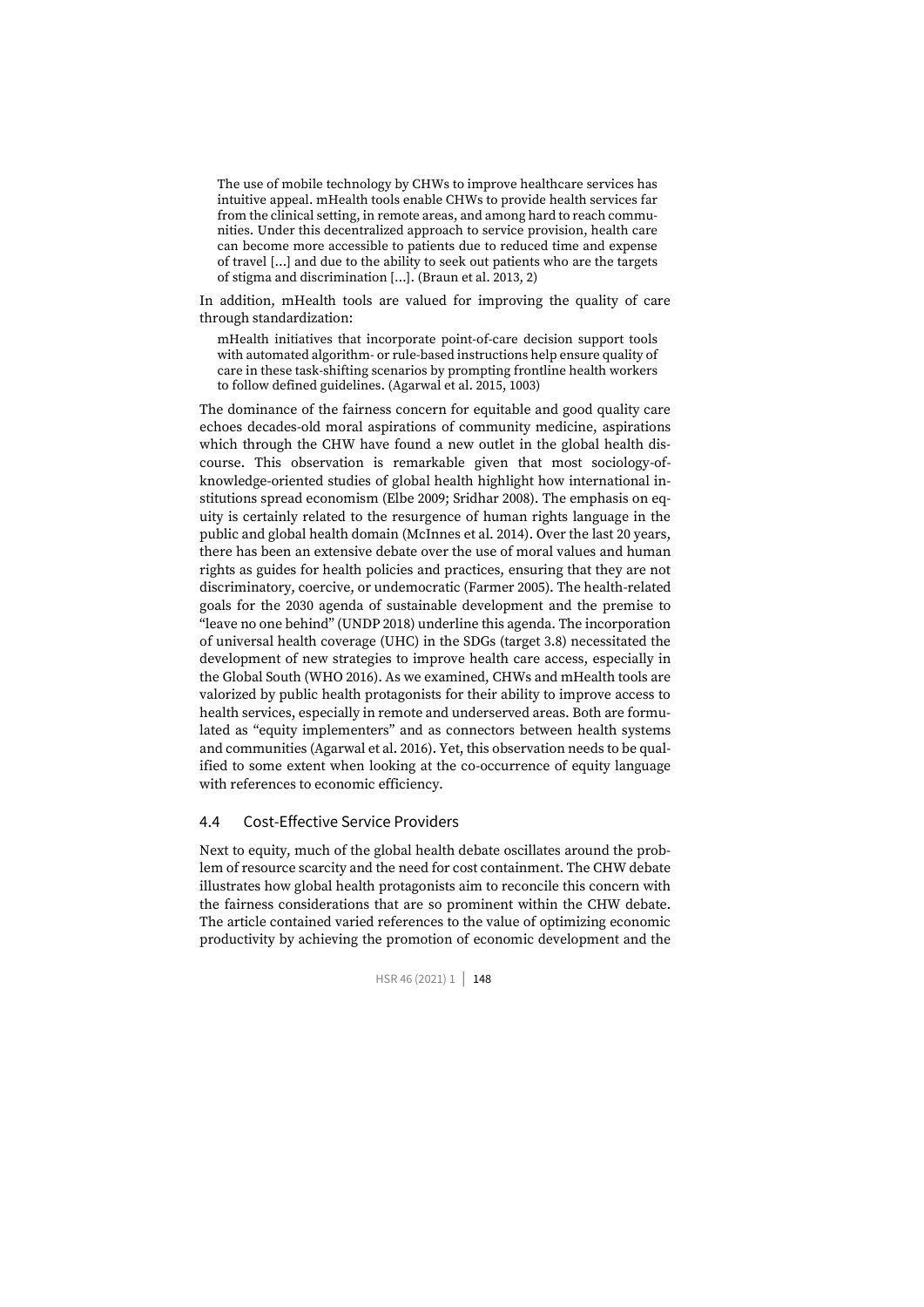> The use of mobile technology by CHWs to improve healthcare services has intuitive appeal. mHealth tools enable CHWs to provide health services far from the clinical setting, in remote areas, and among hard to reach communities. Under this decentralized approach to service provision, health care can become more accessible to patients due to reduced time and expense of travel […] and due to the ability to seek out patients who are the targets of stigma and discrimination […]. (Braun et al. 2013, 2)

In addition, mHealth tools are valued for improving the quality of care through standardization:

> mHealth initiatives that incorporate point-of-care decision support tools with automated algorithm- or rule-based instructions help ensure quality of care in these task-shifting scenarios by prompting frontline health workers to follow defined guidelines. (Agarwal et al. 2015, 1003)

The dominance of the fairness concern for equitable and good quality care echoes decades-old moral aspirations of community medicine, aspirations which through the CHW have found a new outlet in the global health discourse. This observation is remarkable given that most sociology-of-knowledge-oriented studies of global health highlight how international institutions spread economism (Elbe 2009; Sridhar 2008). The emphasis on equity is certainly related to the resurgence of human rights language in the public and global health domain (McInnes et al. 2014). Over the last 20 years, there has been an extensive debate over the use of moral values and human rights as guides for health policies and practices, ensuring that they are not discriminatory, coercive, or undemocratic (Farmer 2005). The health-related goals for the 2030 agenda of sustainable development and the premise to "leave no one behind" (UNDP 2018) underline this agenda. The incorporation of universal health coverage (UHC) in the SDGs (target 3.8) necessitated the development of new strategies to improve health care access, especially in the Global South (WHO 2016). As we examined, CHWs and mHealth tools are valorized by public health protagonists for their ability to improve access to health services, especially in remote and underserved areas. Both are formulated as "equity implementers" and as connectors between health systems and communities (Agarwal et al. 2016). Yet, this observation needs to be qualified to some extent when looking at the co-occurrence of equity language with references to economic efficiency.

## 4.4 Cost-Effective Service Providers

Next to equity, much of the global health debate oscillates around the problem of resource scarcity and the need for cost containment. The CHW debate illustrates how global health protagonists aim to reconcile this concern with the fairness considerations that are so prominent within the CHW debate. The article contained varied references to the value of optimizing economic productivity by achieving the promotion of economic development and the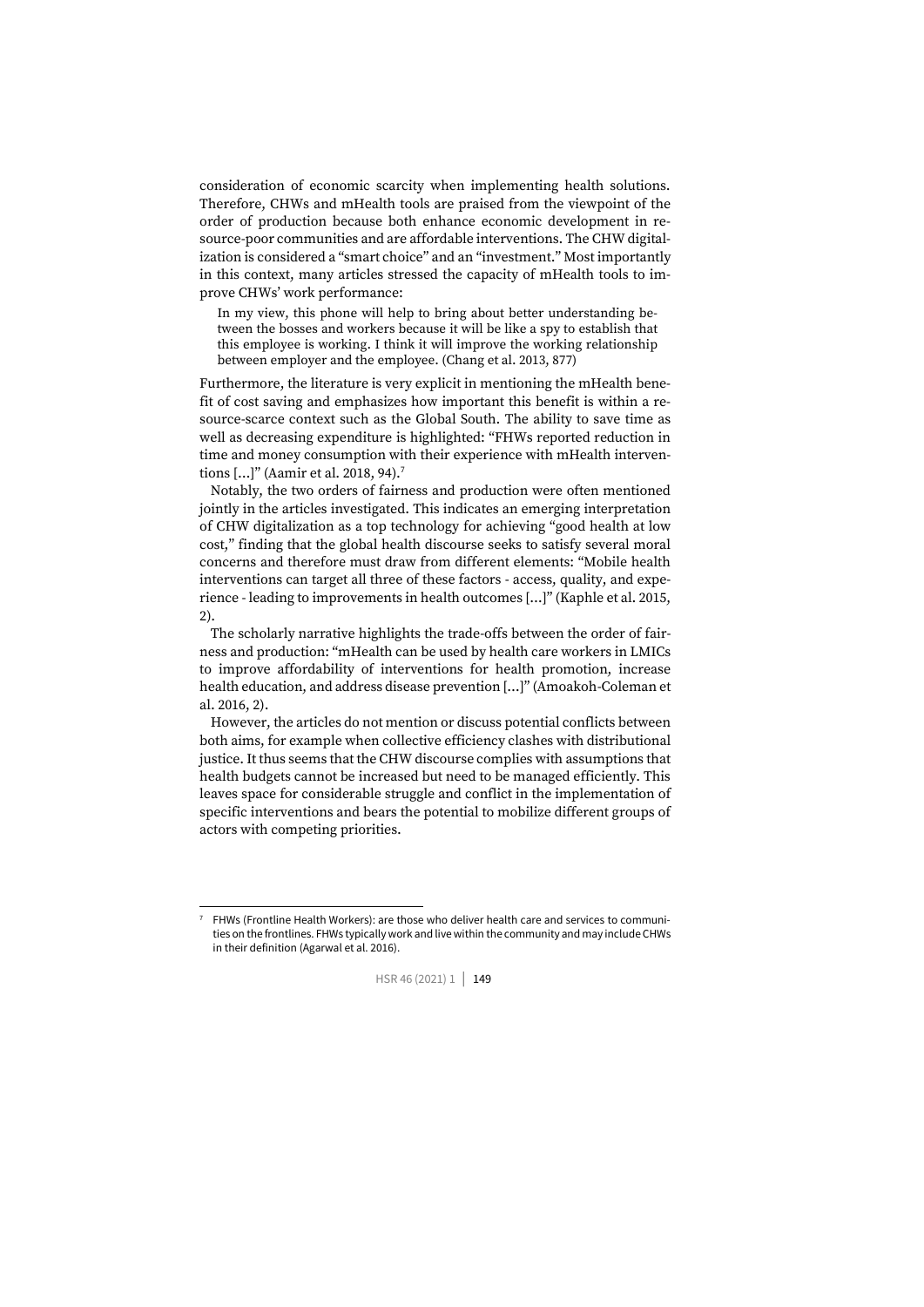consideration of economic scarcity when implementing health solutions. Therefore, CHWs and mHealth tools are praised from the viewpoint of the order of production because both enhance economic development in resource-poor communities and are affordable interventions. The CHW digitalization is considered a "smart choice" and an "investment." Most importantly in this context, many articles stressed the capacity of mHealth tools to improve CHWs' work performance:

> In my view, this phone will help to bring about better understanding between the bosses and workers because it will be like a spy to establish that this employee is working. I think it will improve the working relationship between employer and the employee. (Chang et al. 2013, 877)

Furthermore, the literature is very explicit in mentioning the mHealth benefit of cost saving and emphasizes how important this benefit is within a resource-scarce context such as the Global South. The ability to save time as well as decreasing expenditure is highlighted: "FHWs reported reduction in time and money consumption with their experience with mHealth interventions […]" (Aamir et al. 2018, 94).[7]

Notably, the two orders of fairness and production were often mentioned jointly in the articles investigated. This indicates an emerging interpretation of CHW digitalization as a top technology for achieving "good health at low cost," finding that the global health discourse seeks to satisfy several moral concerns and therefore must draw from different elements: "Mobile health interventions can target all three of these factors - access, quality, and experience - leading to improvements in health outcomes […]" (Kaphle et al. 2015, 2).

The scholarly narrative highlights the trade-offs between the order of fairness and production: "mHealth can be used by health care workers in LMICs to improve affordability of interventions for health promotion, increase health education, and address disease prevention […]" (Amoakoh-Coleman et al. 2016, 2).

However, the articles do not mention or discuss potential conflicts between both aims, for example when collective efficiency clashes with distributional justice. It thus seems that the CHW discourse complies with assumptions that health budgets cannot be increased but need to be managed efficiently. This leaves space for considerable struggle and conflict in the implementation of specific interventions and bears the potential to mobilize different groups of actors with competing priorities.

[7] FHWs (Frontline Health Workers): are those who deliver health care and services to communities on the frontlines. FHWs typically work and live within the community and may include CHWs in their definition (Agarwal et al. 2016).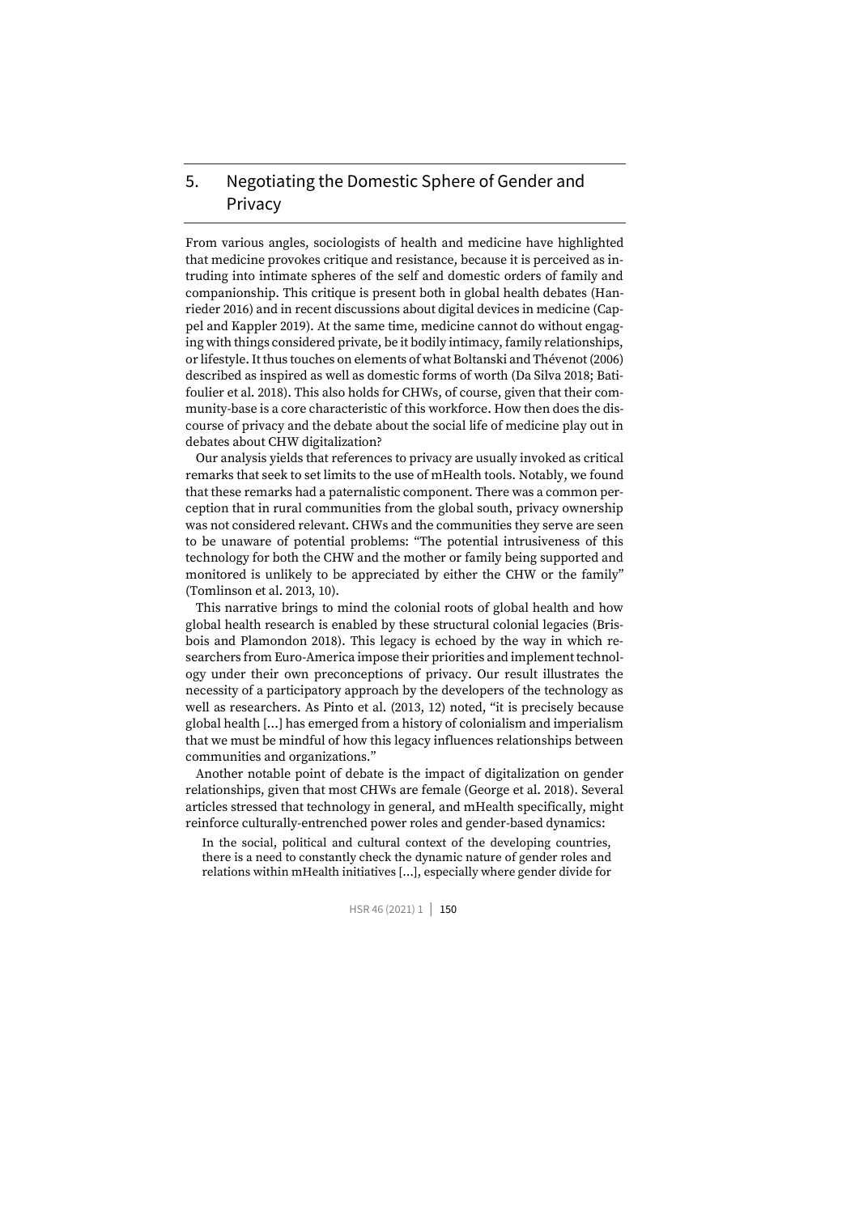## 5. Negotiating the Domestic Sphere of Gender and Privacy

From various angles, sociologists of health and medicine have highlighted that medicine provokes critique and resistance, because it is perceived as intruding into intimate spheres of the self and domestic orders of family and companionship. This critique is present both in global health debates (Hanrieder 2016) and in recent discussions about digital devices in medicine (Cappel and Kappler 2019). At the same time, medicine cannot do without engaging with things considered private, be it bodily intimacy, family relationships, or lifestyle. It thus touches on elements of what Boltanski and Thévenot (2006) described as inspired as well as domestic forms of worth (Da Silva 2018; Batifoulier et al. 2018). This also holds for CHWs, of course, given that their community-base is a core characteristic of this workforce. How then does the discourse of privacy and the debate about the social life of medicine play out in debates about CHW digitalization?

Our analysis yields that references to privacy are usually invoked as critical remarks that seek to set limits to the use of mHealth tools. Notably, we found that these remarks had a paternalistic component. There was a common perception that in rural communities from the global south, privacy ownership was not considered relevant. CHWs and the communities they serve are seen to be unaware of potential problems: "The potential intrusiveness of this technology for both the CHW and the mother or family being supported and monitored is unlikely to be appreciated by either the CHW or the family" (Tomlinson et al. 2013, 10).

This narrative brings to mind the colonial roots of global health and how global health research is enabled by these structural colonial legacies (Brisbois and Plamondon 2018). This legacy is echoed by the way in which researchers from Euro-America impose their priorities and implement technology under their own preconceptions of privacy. Our result illustrates the necessity of a participatory approach by the developers of the technology as well as researchers. As Pinto et al. (2013, 12) noted, "it is precisely because global health […] has emerged from a history of colonialism and imperialism that we must be mindful of how this legacy influences relationships between communities and organizations."

Another notable point of debate is the impact of digitalization on gender relationships, given that most CHWs are female (George et al. 2018). Several articles stressed that technology in general, and mHealth specifically, might reinforce culturally-entrenched power roles and gender-based dynamics:

> In the social, political and cultural context of the developing countries, there is a need to constantly check the dynamic nature of gender roles and relations within mHealth initiatives […], especially where gender divide for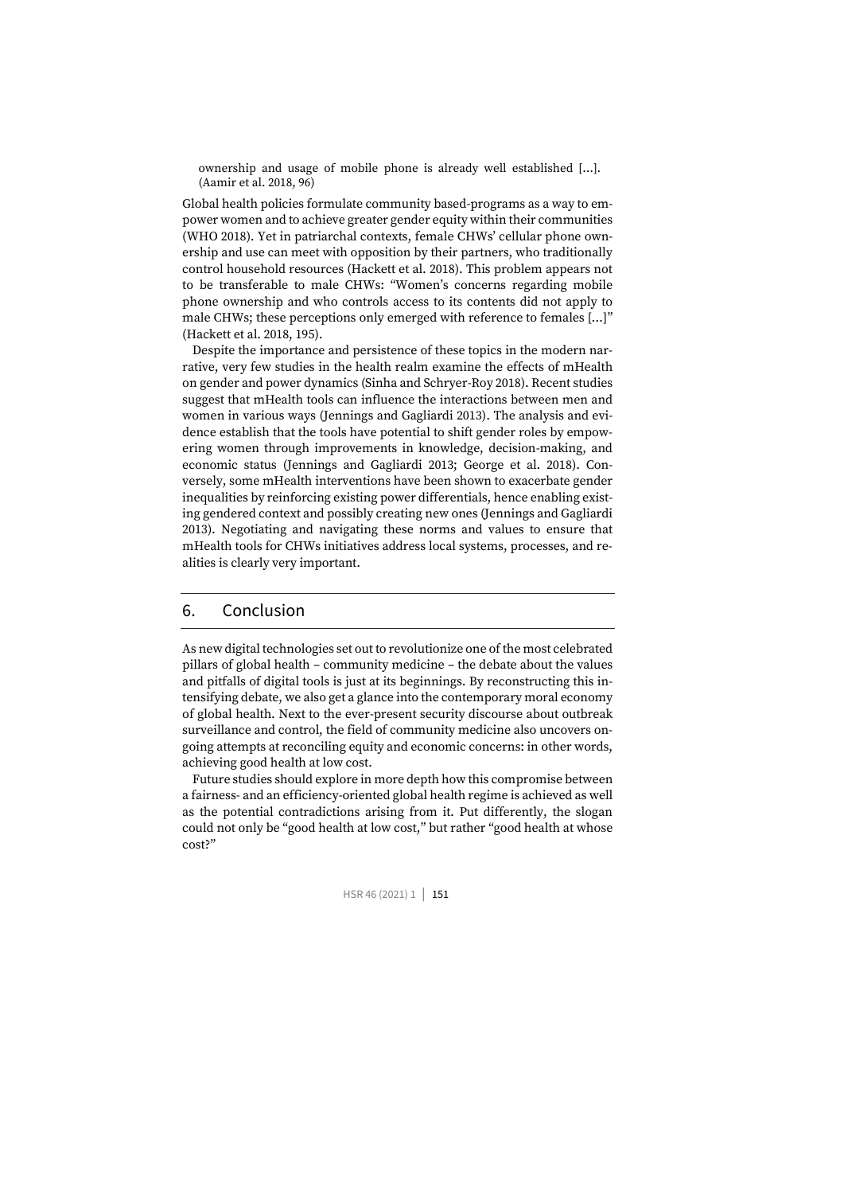> ownership and usage of mobile phone is already well established [...]. (Aamir et al. 2018, 96)

Global health policies formulate community based-programs as a way to empower women and to achieve greater gender equity within their communities (WHO 2018). Yet in patriarchal contexts, female CHWs' cellular phone ownership and use can meet with opposition by their partners, who traditionally control household resources (Hackett et al. 2018). This problem appears not to be transferable to male CHWs: "Women's concerns regarding mobile phone ownership and who controls access to its contents did not apply to male CHWs; these perceptions only emerged with reference to females [...]" (Hackett et al. 2018, 195).

Despite the importance and persistence of these topics in the modern narrative, very few studies in the health realm examine the effects of mHealth on gender and power dynamics (Sinha and Schryer-Roy 2018). Recent studies suggest that mHealth tools can influence the interactions between men and women in various ways (Jennings and Gagliardi 2013). The analysis and evidence establish that the tools have potential to shift gender roles by empowering women through improvements in knowledge, decision-making, and economic status (Jennings and Gagliardi 2013; George et al. 2018). Conversely, some mHealth interventions have been shown to exacerbate gender inequalities by reinforcing existing power differentials, hence enabling existing gendered context and possibly creating new ones (Jennings and Gagliardi 2013). Negotiating and navigating these norms and values to ensure that mHealth tools for CHWs initiatives address local systems, processes, and realities is clearly very important.

## 6. Conclusion

As new digital technologies set out to revolutionize one of the most celebrated pillars of global health – community medicine – the debate about the values and pitfalls of digital tools is just at its beginnings. By reconstructing this intensifying debate, we also get a glance into the contemporary moral economy of global health. Next to the ever-present security discourse about outbreak surveillance and control, the field of community medicine also uncovers ongoing attempts at reconciling equity and economic concerns: in other words, achieving good health at low cost.

Future studies should explore in more depth how this compromise between a fairness- and an efficiency-oriented global health regime is achieved as well as the potential contradictions arising from it. Put differently, the slogan could not only be "good health at low cost," but rather "good health at whose cost?"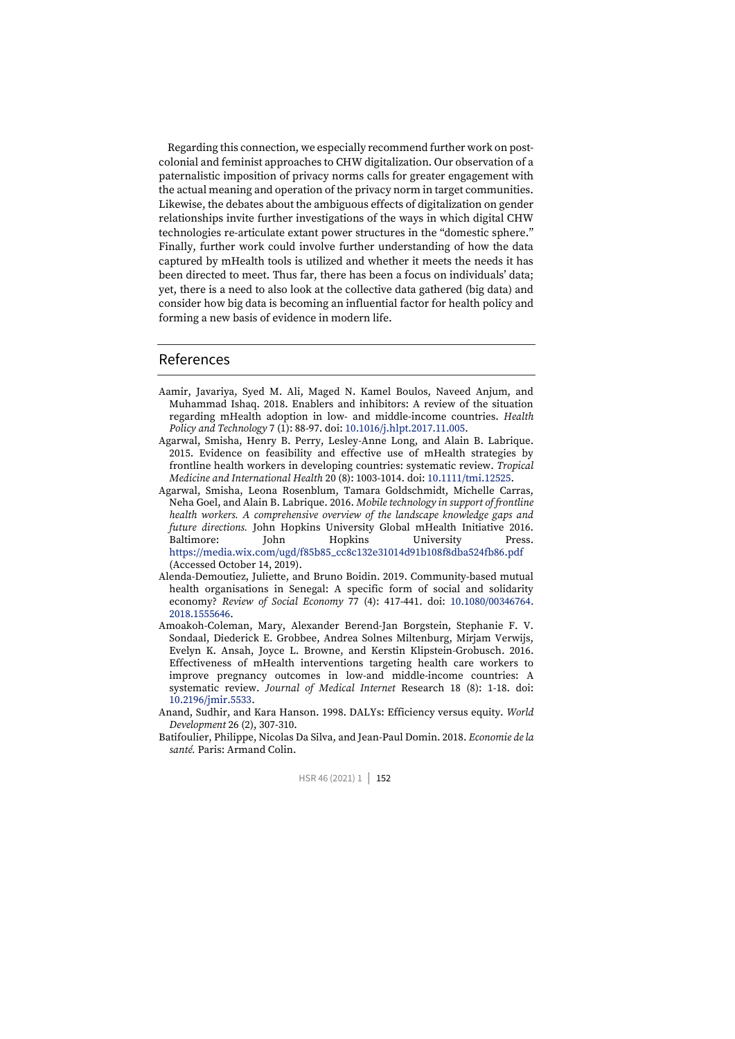Regarding this connection, we especially recommend further work on post-colonial and feminist approaches to CHW digitalization. Our observation of a paternalistic imposition of privacy norms calls for greater engagement with the actual meaning and operation of the privacy norm in target communities. Likewise, the debates about the ambiguous effects of digitalization on gender relationships invite further investigations of the ways in which digital CHW technologies re-articulate extant power structures in the "domestic sphere." Finally, further work could involve further understanding of how the data captured by mHealth tools is utilized and whether it meets the needs it has been directed to meet. Thus far, there has been a focus on individuals' data; yet, there is a need to also look at the collective data gathered (big data) and consider how big data is becoming an influential factor for health policy and forming a new basis of evidence in modern life.

## References

Aamir, Javariya, Syed M. Ali, Maged N. Kamel Boulos, Naveed Anjum, and Muhammad Ishaq. 2018. Enablers and inhibitors: A review of the situation regarding mHealth adoption in low- and middle-income countries. *Health Policy and Technology* 7 (1): 88-97. doi: 10.1016/j.hlpt.2017.11.005.

Agarwal, Smisha, Henry B. Perry, Lesley-Anne Long, and Alain B. Labrique. 2015. Evidence on feasibility and effective use of mHealth strategies by frontline health workers in developing countries: systematic review. *Tropical Medicine and International Health* 20 (8): 1003-1014. doi: 10.1111/tmi.12525.

Agarwal, Smisha, Leona Rosenblum, Tamara Goldschmidt, Michelle Carras, Neha Goel, and Alain B. Labrique. 2016. *Mobile technology in support of frontline health workers. A comprehensive overview of the landscape knowledge gaps and future directions.* John Hopkins University Global mHealth Initiative 2016. Baltimore: John Hopkins University Press. https://media.wix.com/ugd/f85b85_cc8c132e31014d91b108f8dba524fb86.pdf (Accessed October 14, 2019).

Alenda-Demoutiez, Juliette, and Bruno Boidin. 2019. Community-based mutual health organisations in Senegal: A specific form of social and solidarity economy? *Review of Social Economy* 77 (4): 417-441. doi: 10.1080/00346764.2018.1555646.

Amoakoh-Coleman, Mary, Alexander Berend-Jan Borgstein, Stephanie F. V. Sondaal, Diederick E. Grobbee, Andrea Solnes Miltenburg, Mirjam Verwijs, Evelyn K. Ansah, Joyce L. Browne, and Kerstin Klipstein-Grobusch. 2016. Effectiveness of mHealth interventions targeting health care workers to improve pregnancy outcomes in low-and middle-income countries: A systematic review. *Journal of Medical Internet* Research 18 (8): 1-18. doi: 10.2196/jmir.5533.

Anand, Sudhir, and Kara Hanson. 1998. DALYs: Efficiency versus equity. *World Development* 26 (2), 307-310.

Batifoulier, Philippe, Nicolas Da Silva, and Jean-Paul Domin. 2018. *Economie de la santé.* Paris: Armand Colin.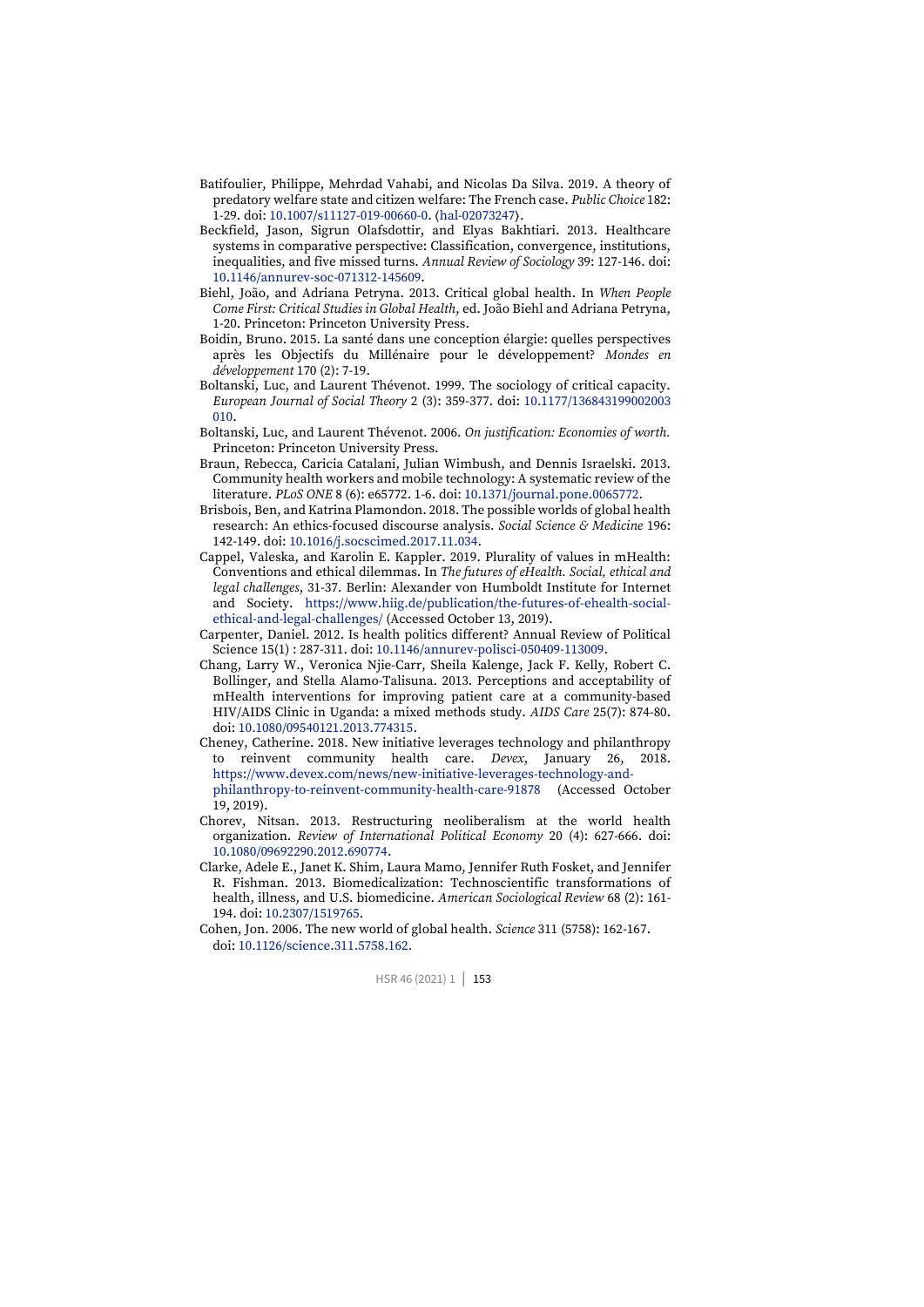Batifoulier, Philippe, Mehrdad Vahabi, and Nicolas Da Silva. 2019. A theory of predatory welfare state and citizen welfare: The French case. *Public Choice* 182: 1-29. doi: 10.1007/s11127-019-00660-0. ⟨hal-02073247⟩.

Beckfield, Jason, Sigrun Olafsdottir, and Elyas Bakhtiari. 2013. Healthcare systems in comparative perspective: Classification, convergence, institutions, inequalities, and five missed turns. *Annual Review of Sociology* 39: 127-146. doi: 10.1146/annurev-soc-071312-145609.

Biehl, João, and Adriana Petryna. 2013. Critical global health. In *When People Come First: Critical Studies in Global Health*, ed. João Biehl and Adriana Petryna, 1-20. Princeton: Princeton University Press.

Boidin, Bruno. 2015. La santé dans une conception élargie: quelles perspectives après les Objectifs du Millénaire pour le développement? *Mondes en développement* 170 (2): 7-19.

Boltanski, Luc, and Laurent Thévenot. 1999. The sociology of critical capacity. *European Journal of Social Theory* 2 (3): 359-377. doi: 10.1177/136843199002003010.

Boltanski, Luc, and Laurent Thévenot. 2006. *On justification: Economies of worth.* Princeton: Princeton University Press.

Braun, Rebecca, Caricia Catalani, Julian Wimbush, and Dennis Israelski. 2013. Community health workers and mobile technology: A systematic review of the literature. *PLoS ONE* 8 (6): e65772. 1-6. doi: 10.1371/journal.pone.0065772.

Brisbois, Ben, and Katrina Plamondon. 2018. The possible worlds of global health research: An ethics-focused discourse analysis. *Social Science & Medicine* 196: 142-149. doi: 10.1016/j.socscimed.2017.11.034.

Cappel, Valeska, and Karolin E. Kappler. 2019. Plurality of values in mHealth: Conventions and ethical dilemmas. In *The futures of eHealth. Social, ethical and legal challenges*, 31-37. Berlin: Alexander von Humboldt Institute for Internet and Society. https://www.hiig.de/publication/the-futures-of-ehealth-social-ethical-and-legal-challenges/ (Accessed October 13, 2019).

Carpenter, Daniel. 2012. Is health politics different? Annual Review of Political Science 15(1) : 287-311. doi: 10.1146/annurev-polisci-050409-113009.

Chang, Larry W., Veronica Njie-Carr, Sheila Kalenge, Jack F. Kelly, Robert C. Bollinger, and Stella Alamo-Talisuna. 2013. Perceptions and acceptability of mHealth interventions for improving patient care at a community-based HIV/AIDS Clinic in Uganda: a mixed methods study. *AIDS Care* 25(7): 874-80. doi: 10.1080/09540121.2013.774315.

Cheney, Catherine. 2018. New initiative leverages technology and philanthropy to reinvent community health care. *Devex*, January 26, 2018. https://www.devex.com/news/new-initiative-leverages-technology-and-philanthropy-to-reinvent-community-health-care-91878 (Accessed October 19, 2019).

Chorev, Nitsan. 2013. Restructuring neoliberalism at the world health organization. *Review of International Political Economy* 20 (4): 627-666. doi: 10.1080/09692290.2012.690774.

Clarke, Adele E., Janet K. Shim, Laura Mamo, Jennifer Ruth Fosket, and Jennifer R. Fishman. 2013. Biomedicalization: Technoscientific transformations of health, illness, and U.S. biomedicine. *American Sociological Review* 68 (2): 161-194. doi: 10.2307/1519765.

Cohen, Jon. 2006. The new world of global health. *Science* 311 (5758): 162-167. doi: 10.1126/science.311.5758.162.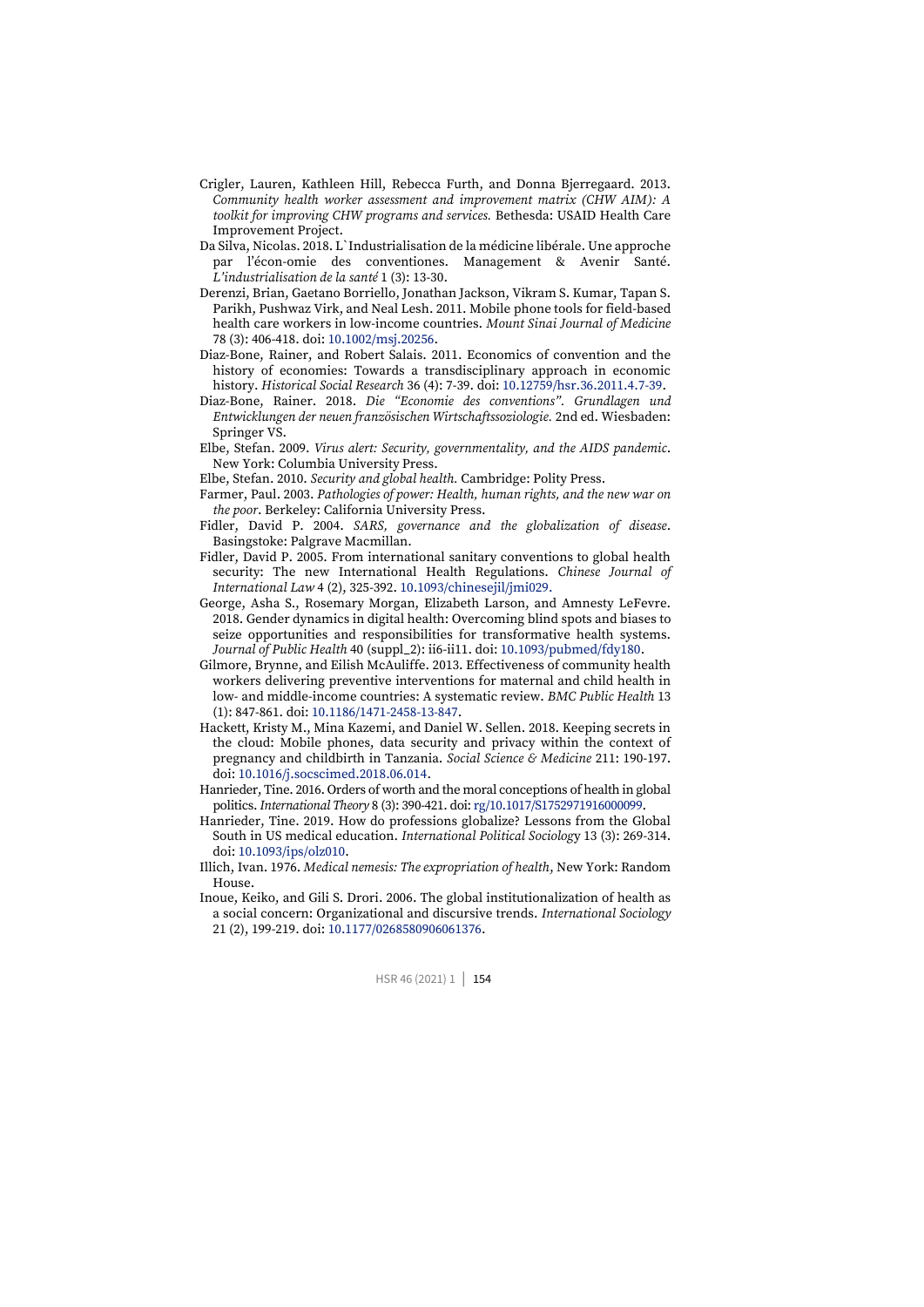Crigler, Lauren, Kathleen Hill, Rebecca Furth, and Donna Bjerregaard. 2013. *Community health worker assessment and improvement matrix (CHW AIM): A toolkit for improving CHW programs and services.* Bethesda: USAID Health Care Improvement Project.

Da Silva, Nicolas. 2018. L`Industrialisation de la médicine libérale. Une approche par l'écon-omie des conventiones. Management & Avenir Santé. *L'industrialisation de la santé* 1 (3): 13-30.

Derenzi, Brian, Gaetano Borriello, Jonathan Jackson, Vikram S. Kumar, Tapan S. Parikh, Pushwaz Virk, and Neal Lesh. 2011. Mobile phone tools for field-based health care workers in low-income countries. *Mount Sinai Journal of Medicine* 78 (3): 406-418. doi: 10.1002/msj.20256.

Diaz-Bone, Rainer, and Robert Salais. 2011. Economics of convention and the history of economies: Towards a transdisciplinary approach in economic history. *Historical Social Research* 36 (4): 7-39. doi: 10.12759/hsr.36.2011.4.7-39.

Diaz-Bone, Rainer. 2018. *Die "Economie des conventions". Grundlagen und Entwicklungen der neuen französischen Wirtschaftssoziologie.* 2nd ed. Wiesbaden: Springer VS.

Elbe, Stefan. 2009. *Virus alert: Security, governmentality, and the AIDS pandemic*. New York: Columbia University Press.

Elbe, Stefan. 2010. *Security and global health.* Cambridge: Polity Press.

Farmer, Paul. 2003. *Pathologies of power: Health, human rights, and the new war on the poor*. Berkeley: California University Press.

Fidler, David P. 2004. *SARS, governance and the globalization of disease*. Basingstoke: Palgrave Macmillan.

Fidler, David P. 2005. From international sanitary conventions to global health security: The new International Health Regulations. *Chinese Journal of International Law* 4 (2), 325-392. 10.1093/chinesejil/jmi029.

George, Asha S., Rosemary Morgan, Elizabeth Larson, and Amnesty LeFevre. 2018. Gender dynamics in digital health: Overcoming blind spots and biases to seize opportunities and responsibilities for transformative health systems. *Journal of Public Health* 40 (suppl_2): ii6-ii11. doi: 10.1093/pubmed/fdy180.

Gilmore, Brynne, and Eilish McAuliffe. 2013. Effectiveness of community health workers delivering preventive interventions for maternal and child health in low- and middle-income countries: A systematic review. *BMC Public Health* 13 (1): 847-861. doi: 10.1186/1471-2458-13-847.

Hackett, Kristy M., Mina Kazemi, and Daniel W. Sellen. 2018. Keeping secrets in the cloud: Mobile phones, data security and privacy within the context of pregnancy and childbirth in Tanzania. *Social Science & Medicine* 211: 190-197. doi: 10.1016/j.socscimed.2018.06.014.

Hanrieder, Tine. 2016. Orders of worth and the moral conceptions of health in global politics. *International Theory* 8 (3): 390-421. doi: rg/10.1017/S1752971916000099.

Hanrieder, Tine. 2019. How do professions globalize? Lessons from the Global South in US medical education. *International Political Sociology* 13 (3): 269-314. doi: 10.1093/ips/olz010.

Illich, Ivan. 1976. *Medical nemesis: The expropriation of health*, New York: Random House.

Inoue, Keiko, and Gili S. Drori. 2006. The global institutionalization of health as a social concern: Organizational and discursive trends. *International Sociology* 21 (2), 199-219. doi: 10.1177/0268580906061376.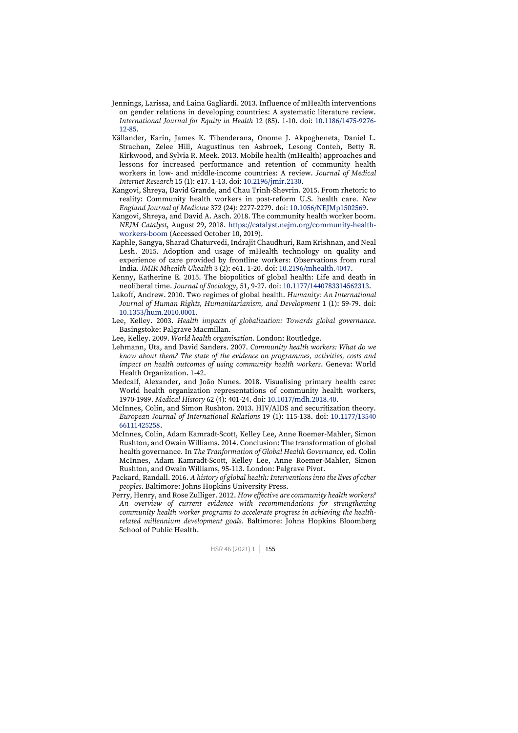Jennings, Larissa, and Laina Gagliardi. 2013. Influence of mHealth interventions on gender relations in developing countries: A systematic literature review. *International Journal for Equity in Health* 12 (85). 1-10. doi: 10.1186/1475-9276-12-85.

Källander, Karin, James K. Tibenderana, Onome J. Akpogheneta, Daniel L. Strachan, Zelee Hill, Augustinus ten Asbroek, Lesong Conteh, Betty R. Kirkwood, and Sylvia R. Meek. 2013. Mobile health (mHealth) approaches and lessons for increased performance and retention of community health workers in low- and middle-income countries: A review. *Journal of Medical Internet Research* 15 (1): e17. 1-13. doi: 10.2196/jmir.2130.

Kangovi, Shreya, David Grande, and Chau Trinh-Shevrin. 2015. From rhetoric to reality: Community health workers in post-reform U.S. health care. *New England Journal of Medicine* 372 (24): 2277-2279. doi: 10.1056/NEJMp1502569.

Kangovi, Shreya, and David A. Asch. 2018. The community health worker boom. *NEJM Catalyst*, August 29, 2018. https://catalyst.nejm.org/community-health-workers-boom (Accessed October 10, 2019).

Kaphle, Sangya, Sharad Chaturvedi, Indrajit Chaudhuri, Ram Krishnan, and Neal Lesh. 2015. Adoption and usage of mHealth technology on quality and experience of care provided by frontline workers: Observations from rural India. *JMIR Mhealth Uhealth* 3 (2): e61. 1-20. doi: 10.2196/mhealth.4047.

Kenny, Katherine E. 2015. The biopolitics of global health: Life and death in neoliberal time. *Journal of Sociology*, 51, 9-27. doi: 10.1177/1440783314562313.

Lakoff, Andrew. 2010. Two regimes of global health. *Humanity: An International Journal of Human Rights, Humanitarianism, and Development* 1 (1): 59-79. doi: 10.1353/hum.2010.0001.

Lee, Kelley. 2003. *Health impacts of globalization: Towards global governance*. Basingstoke: Palgrave Macmillan.

Lee, Kelley. 2009. *World health organisation*. London: Routledge.

Lehmann, Uta, and David Sanders. 2007. *Community health workers: What do we know about them? The state of the evidence on programmes, activities, costs and impact on health outcomes of using community health workers*. Geneva: World Health Organization. 1-42.

Medcalf, Alexander, and João Nunes. 2018. Visualising primary health care: World health organization representations of community health workers, 1970-1989. *Medical History* 62 (4): 401-24. doi: 10.1017/mdh.2018.40.

McInnes, Colin, and Simon Rushton. 2013. HIV/AIDS and securitization theory. *European Journal of International Relations* 19 (1): 115-138. doi: 10.1177/1354066111425258.

McInnes, Colin, Adam Kamradt-Scott, Kelley Lee, Anne Roemer-Mahler, Simon Rushton, and Owain Williams. 2014. Conclusion: The transformation of global health governance. In *The Tranformation of Global Health Governance,* ed. Colin McInnes, Adam Kamradt-Scott, Kelley Lee, Anne Roemer-Mahler, Simon Rushton, and Owain Williams, 95-113. London: Palgrave Pivot.

Packard, Randall. 2016. *A history of global health: Interventions into the lives of other peoples*. Baltimore: Johns Hopkins University Press.

Perry, Henry, and Rose Zulliger. 2012. *How effective are community health workers? An overview of current evidence with recommendations for strengthening community health worker programs to accelerate progress in achieving the health-related millennium development goals.* Baltimore: Johns Hopkins Bloomberg School of Public Health.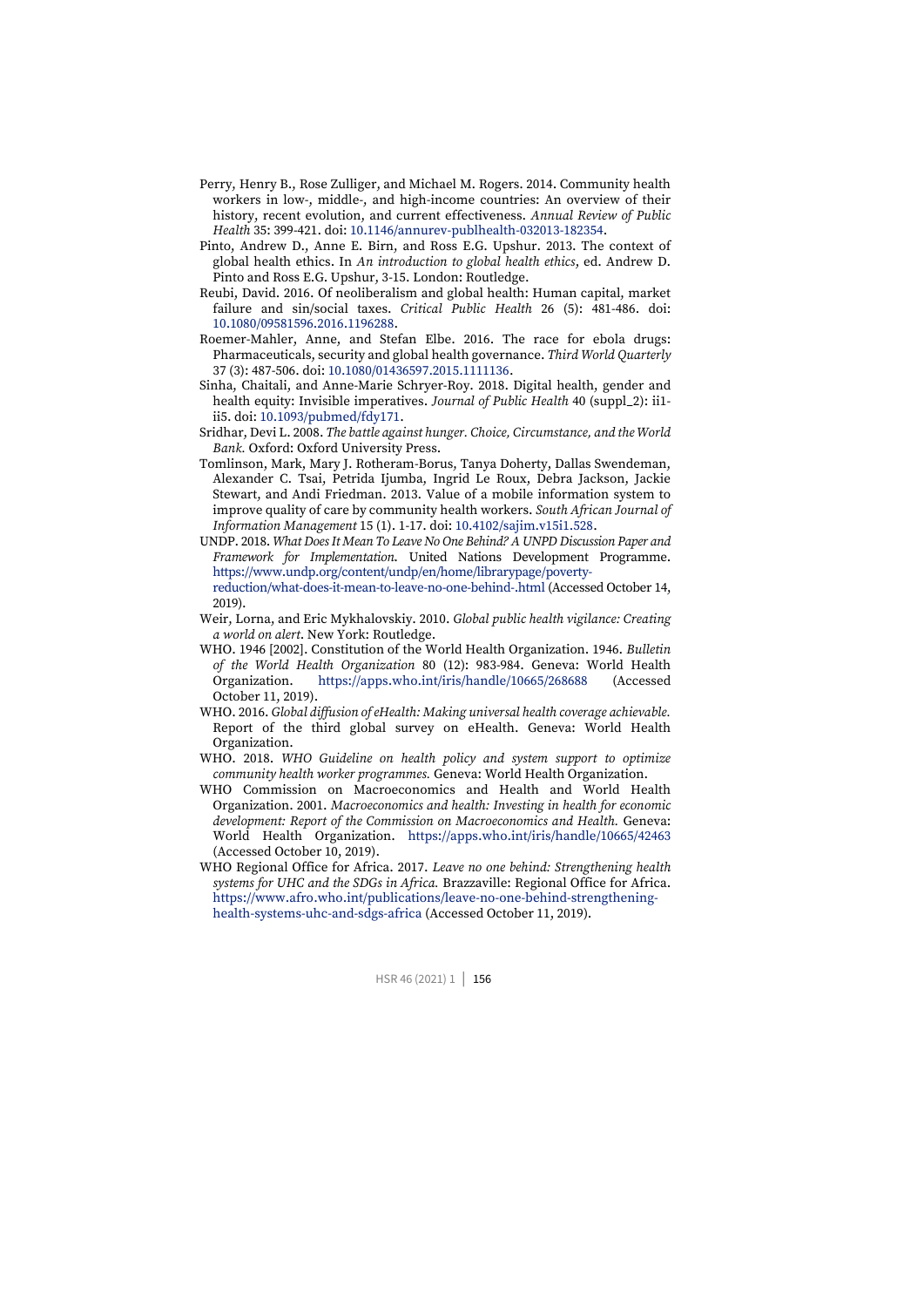Perry, Henry B., Rose Zulliger, and Michael M. Rogers. 2014. Community health workers in low-, middle-, and high-income countries: An overview of their history, recent evolution, and current effectiveness. *Annual Review of Public Health* 35: 399-421. doi: 10.1146/annurev-publhealth-032013-182354.

Pinto, Andrew D., Anne E. Birn, and Ross E.G. Upshur. 2013. The context of global health ethics. In *An introduction to global health ethics*, ed. Andrew D. Pinto and Ross E.G. Upshur, 3-15. London: Routledge.

Reubi, David. 2016. Of neoliberalism and global health: Human capital, market failure and sin/social taxes. *Critical Public Health* 26 (5): 481-486. doi: 10.1080/09581596.2016.1196288.

Roemer-Mahler, Anne, and Stefan Elbe. 2016. The race for ebola drugs: Pharmaceuticals, security and global health governance. *Third World Quarterly* 37 (3): 487-506. doi: 10.1080/01436597.2015.1111136.

Sinha, Chaitali, and Anne-Marie Schryer-Roy. 2018. Digital health, gender and health equity: Invisible imperatives. *Journal of Public Health* 40 (suppl_2): ii1-ii5. doi: 10.1093/pubmed/fdy171.

Sridhar, Devi L. 2008. *The battle against hunger. Choice, Circumstance, and the World Bank.* Oxford: Oxford University Press.

Tomlinson, Mark, Mary J. Rotheram-Borus, Tanya Doherty, Dallas Swendeman, Alexander C. Tsai, Petrida Ijumba, Ingrid Le Roux, Debra Jackson, Jackie Stewart, and Andi Friedman. 2013. Value of a mobile information system to improve quality of care by community health workers. *South African Journal of Information Management* 15 (1). 1-17. doi: 10.4102/sajim.v15i1.528.

UNDP. 2018. *What Does It Mean To Leave No One Behind? A UNPD Discussion Paper and Framework for Implementation.* United Nations Development Programme. https://www.undp.org/content/undp/en/home/librarypage/poverty-reduction/what-does-it-mean-to-leave-no-one-behind-.html (Accessed October 14, 2019).

Weir, Lorna, and Eric Mykhalovskiy. 2010. *Global public health vigilance: Creating a world on alert*. New York: Routledge.

WHO. 1946 [2002]. Constitution of the World Health Organization. 1946. *Bulletin of the World Health Organization* 80 (12): 983-984. Geneva: World Health Organization. https://apps.who.int/iris/handle/10665/268688 (Accessed October 11, 2019).

WHO. 2016. *Global diffusion of eHealth: Making universal health coverage achievable.* Report of the third global survey on eHealth. Geneva: World Health Organization.

WHO. 2018. *WHO Guideline on health policy and system support to optimize community health worker programmes.* Geneva: World Health Organization.

WHO Commission on Macroeconomics and Health and World Health Organization. 2001. *Macroeconomics and health: Investing in health for economic development: Report of the Commission on Macroeconomics and Health.* Geneva: World Health Organization. https://apps.who.int/iris/handle/10665/42463 (Accessed October 10, 2019).

WHO Regional Office for Africa. 2017. *Leave no one behind: Strengthening health systems for UHC and the SDGs in Africa.* Brazzaville: Regional Office for Africa. https://www.afro.who.int/publications/leave-no-one-behind-strengthening-health-systems-uhc-and-sdgs-africa (Accessed October 11, 2019).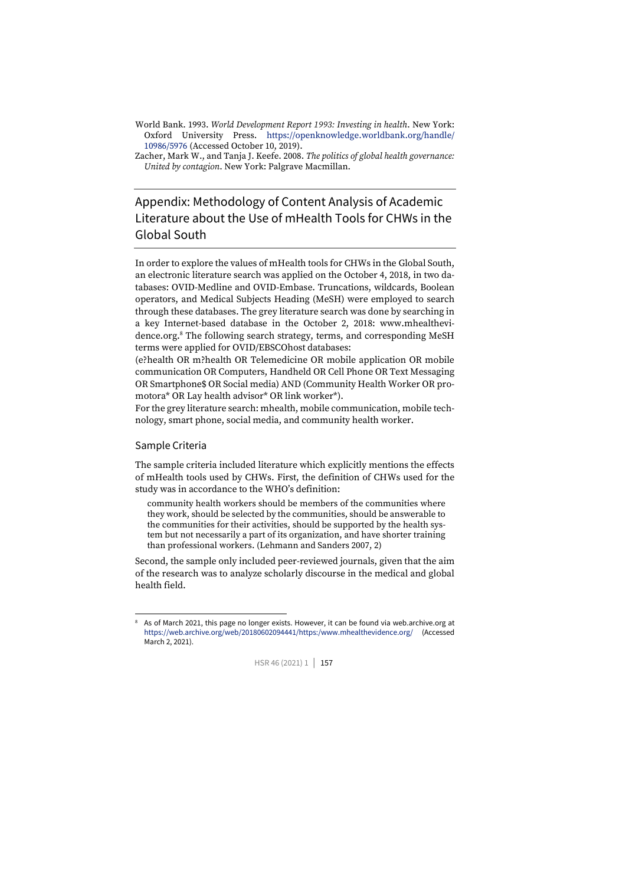World Bank. 1993. *World Development Report 1993: Investing in health*. New York: Oxford University Press. https://openknowledge.worldbank.org/handle/10986/5976 (Accessed October 10, 2019).

Zacher, Mark W., and Tanja J. Keefe. 2008. *The politics of global health governance: United by contagion*. New York: Palgrave Macmillan.

## Appendix: Methodology of Content Analysis of Academic Literature about the Use of mHealth Tools for CHWs in the Global South

In order to explore the values of mHealth tools for CHWs in the Global South, an electronic literature search was applied on the October 4, 2018, in two databases: OVID-Medline and OVID-Embase. Truncations, wildcards, Boolean operators, and Medical Subjects Heading (MeSH) were employed to search through these databases. The grey literature search was done by searching in a key Internet-based database in the October 2, 2018: www.mhealthevidence.org.[8] The following search strategy, terms, and corresponding MeSH terms were applied for OVID/EBSCOhost databases:

(e?health OR m?health OR Telemedicine OR mobile application OR mobile communication OR Computers, Handheld OR Cell Phone OR Text Messaging OR Smartphone$ OR Social media) AND (Community Health Worker OR promotora* OR Lay health advisor* OR link worker*).

For the grey literature search: mhealth, mobile communication, mobile technology, smart phone, social media, and community health worker.

### Sample Criteria

The sample criteria included literature which explicitly mentions the effects of mHealth tools used by CHWs. First, the definition of CHWs used for the study was in accordance to the WHO's definition:

> community health workers should be members of the communities where they work, should be selected by the communities, should be answerable to the communities for their activities, should be supported by the health system but not necessarily a part of its organization, and have shorter training than professional workers. (Lehmann and Sanders 2007, 2)

Second, the sample only included peer-reviewed journals, given that the aim of the research was to analyze scholarly discourse in the medical and global health field.

---

[8] As of March 2021, this page no longer exists. However, it can be found via web.archive.org at https://web.archive.org/web/20180602094441/https:/www.mhealthevidence.org/ (Accessed March 2, 2021).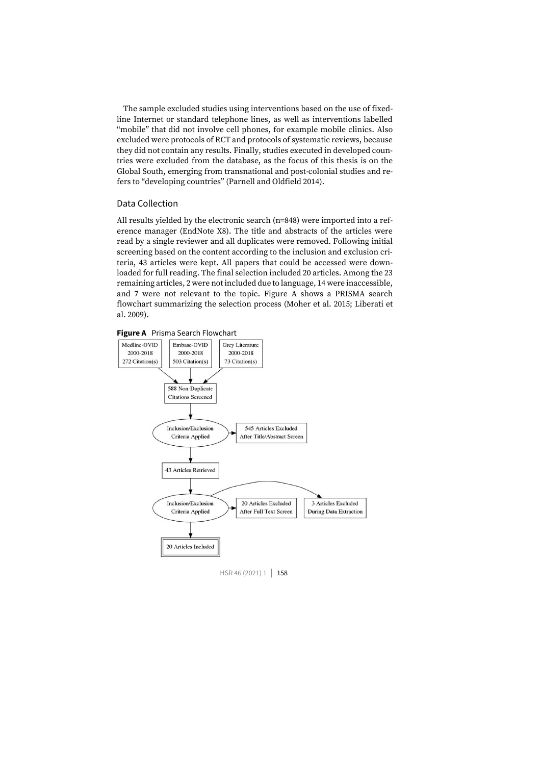The sample excluded studies using interventions based on the use of fixed-line Internet or standard telephone lines, as well as interventions labelled "mobile" that did not involve cell phones, for example mobile clinics. Also excluded were protocols of RCT and protocols of systematic reviews, because they did not contain any results. Finally, studies executed in developed countries were excluded from the database, as the focus of this thesis is on the Global South, emerging from transnational and post-colonial studies and refers to "developing countries" (Parnell and Oldfield 2014).

## Data Collection

All results yielded by the electronic search (n=848) were imported into a reference manager (EndNote X8). The title and abstracts of the articles were read by a single reviewer and all duplicates were removed. Following initial screening based on the content according to the inclusion and exclusion criteria, 43 articles were kept. All papers that could be accessed were downloaded for full reading. The final selection included 20 articles. Among the 23 remaining articles, 2 were not included due to language, 14 were inaccessible, and 7 were not relevant to the topic. Figure A shows a PRISMA search flowchart summarizing the selection process (Moher et al. 2015; Liberati et al. 2009).

**Figure A** Prisma Search Flowchart

Medline-OVID 2000-2018 272 Citation(s)

Embase-OVID 2000-2018 503 Citation(s)

Grey Literature 2000-2018 73 Citation(s)

588 Non-Duplicate Citations Screened

Inclusion/Exclusion Criteria Applied

545 Articles Excluded After Title/Abstract Screen

43 Articles Retrieved

Inclusion/Exclusion Criteria Applied

20 Articles Excluded After Full Text Screen

3 Articles Excluded During Data Extraction

20 Articles Included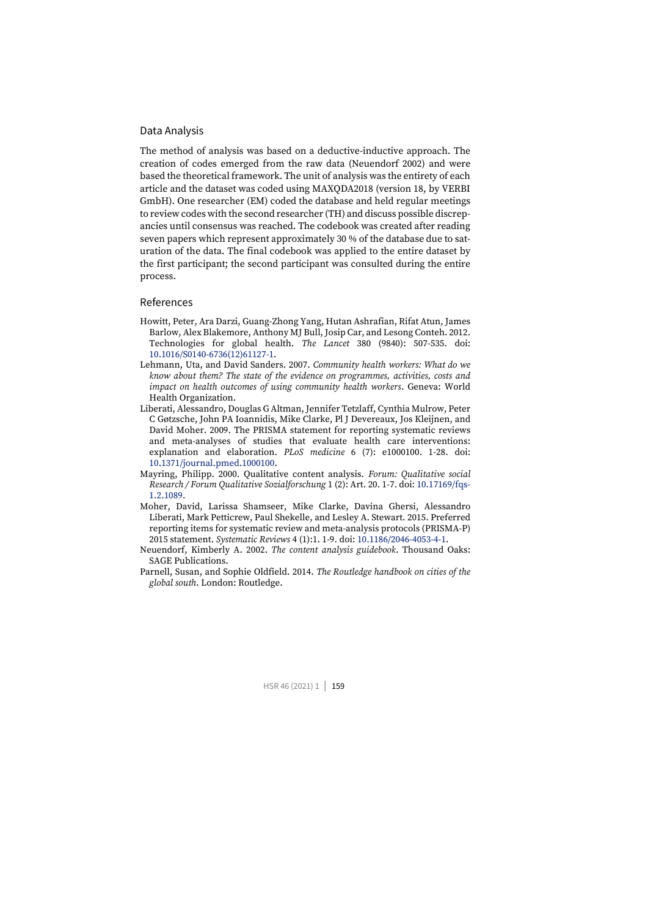## Data Analysis

The method of analysis was based on a deductive-inductive approach. The creation of codes emerged from the raw data (Neuendorf 2002) and were based the theoretical framework. The unit of analysis was the entirety of each article and the dataset was coded using MAXQDA2018 (version 18, by VERBI GmbH). One researcher (EM) coded the database and held regular meetings to review codes with the second researcher (TH) and discuss possible discrepancies until consensus was reached. The codebook was created after reading seven papers which represent approximately 30 % of the database due to saturation of the data. The final codebook was applied to the entire dataset by the first participant; the second participant was consulted during the entire process.

## References

Howitt, Peter, Ara Darzi, Guang-Zhong Yang, Hutan Ashrafian, Rifat Atun, James Barlow, Alex Blakemore, Anthony MJ Bull, Josip Car, and Lesong Conteh. 2012. Technologies for global health. *The Lancet* 380 (9840): 507-535. doi: 10.1016/S0140-6736(12)61127-1.

Lehmann, Uta, and David Sanders. 2007. *Community health workers: What do we know about them? The state of the evidence on programmes, activities, costs and impact on health outcomes of using community health workers*. Geneva: World Health Organization.

Liberati, Alessandro, Douglas G Altman, Jennifer Tetzlaff, Cynthia Mulrow, Peter C Gøtzsche, John PA Ioannidis, Mike Clarke, Pl J Devereaux, Jos Kleijnen, and David Moher. 2009. The PRISMA statement for reporting systematic reviews and meta-analyses of studies that evaluate health care interventions: explanation and elaboration. *PLoS medicine* 6 (7): e1000100. 1-28. doi: 10.1371/journal.pmed.1000100.

Mayring, Philipp. 2000. Qualitative content analysis. *Forum: Qualitative social Research / Forum Qualitative Sozialforschung* 1 (2): Art. 20. 1-7. doi: 10.17169/fqs-1.2.1089.

Moher, David, Larissa Shamseer, Mike Clarke, Davina Ghersi, Alessandro Liberati, Mark Petticrew, Paul Shekelle, and Lesley A. Stewart. 2015. Preferred reporting items for systematic review and meta-analysis protocols (PRISMA-P) 2015 statement. *Systematic Reviews* 4 (1):1. 1-9. doi: 10.1186/2046-4053-4-1.

Neuendorf, Kimberly A. 2002. *The content analysis guidebook*. Thousand Oaks: SAGE Publications.

Parnell, Susan, and Sophie Oldfield. 2014. *The Routledge handbook on cities of the global south*. London: Routledge.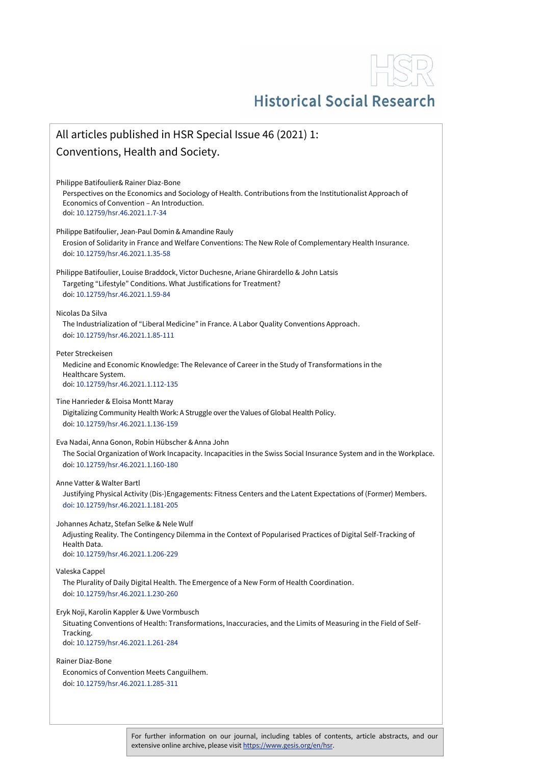# Historical Social Research

## All articles published in HSR Special Issue 46 (2021) 1: Conventions, Health and Society.

Philippe Batifoulier& Rainer Diaz-Bone
Perspectives on the Economics and Sociology of Health. Contributions from the Institutionalist Approach of Economics of Convention – An Introduction.
doi: 10.12759/hsr.46.2021.1.7-34

Philippe Batifoulier, Jean-Paul Domin & Amandine Rauly
Erosion of Solidarity in France and Welfare Conventions: The New Role of Complementary Health Insurance.
doi: 10.12759/hsr.46.2021.1.35-58

Philippe Batifoulier, Louise Braddock, Victor Duchesne, Ariane Ghirardello & John Latsis
Targeting "Lifestyle" Conditions. What Justifications for Treatment?
doi: 10.12759/hsr.46.2021.1.59-84

Nicolas Da Silva
The Industrialization of "Liberal Medicine" in France. A Labor Quality Conventions Approach.
doi: 10.12759/hsr.46.2021.1.85-111

Peter Streckeisen
Medicine and Economic Knowledge: The Relevance of Career in the Study of Transformations in the Healthcare System.
doi: 10.12759/hsr.46.2021.1.112-135

Tine Hanrieder & Eloisa Montt Maray
Digitalizing Community Health Work: A Struggle over the Values of Global Health Policy.
doi: 10.12759/hsr.46.2021.1.136-159

Eva Nadai, Anna Gonon, Robin Hübscher & Anna John
The Social Organization of Work Incapacity. Incapacities in the Swiss Social Insurance System and in the Workplace.
doi: 10.12759/hsr.46.2021.1.160-180

Anne Vatter & Walter Bartl
Justifying Physical Activity (Dis-)Engagements: Fitness Centers and the Latent Expectations of (Former) Members.
doi: 10.12759/hsr.46.2021.1.181-205

Johannes Achatz, Stefan Selke & Nele Wulf
Adjusting Reality. The Contingency Dilemma in the Context of Popularised Practices of Digital Self-Tracking of Health Data.
doi: 10.12759/hsr.46.2021.1.206-229

Valeska Cappel
The Plurality of Daily Digital Health. The Emergence of a New Form of Health Coordination.
doi: 10.12759/hsr.46.2021.1.230-260

Eryk Noji, Karolin Kappler & Uwe Vormbusch
Situating Conventions of Health: Transformations, Inaccuracies, and the Limits of Measuring in the Field of Self-Tracking.
doi: 10.12759/hsr.46.2021.1.261-284

Rainer Diaz-Bone
Economics of Convention Meets Canguilhem.
doi: 10.12759/hsr.46.2021.1.285-311

For further information on our journal, including tables of contents, article abstracts, and our extensive online archive, please visit https://www.gesis.org/en/hsr.